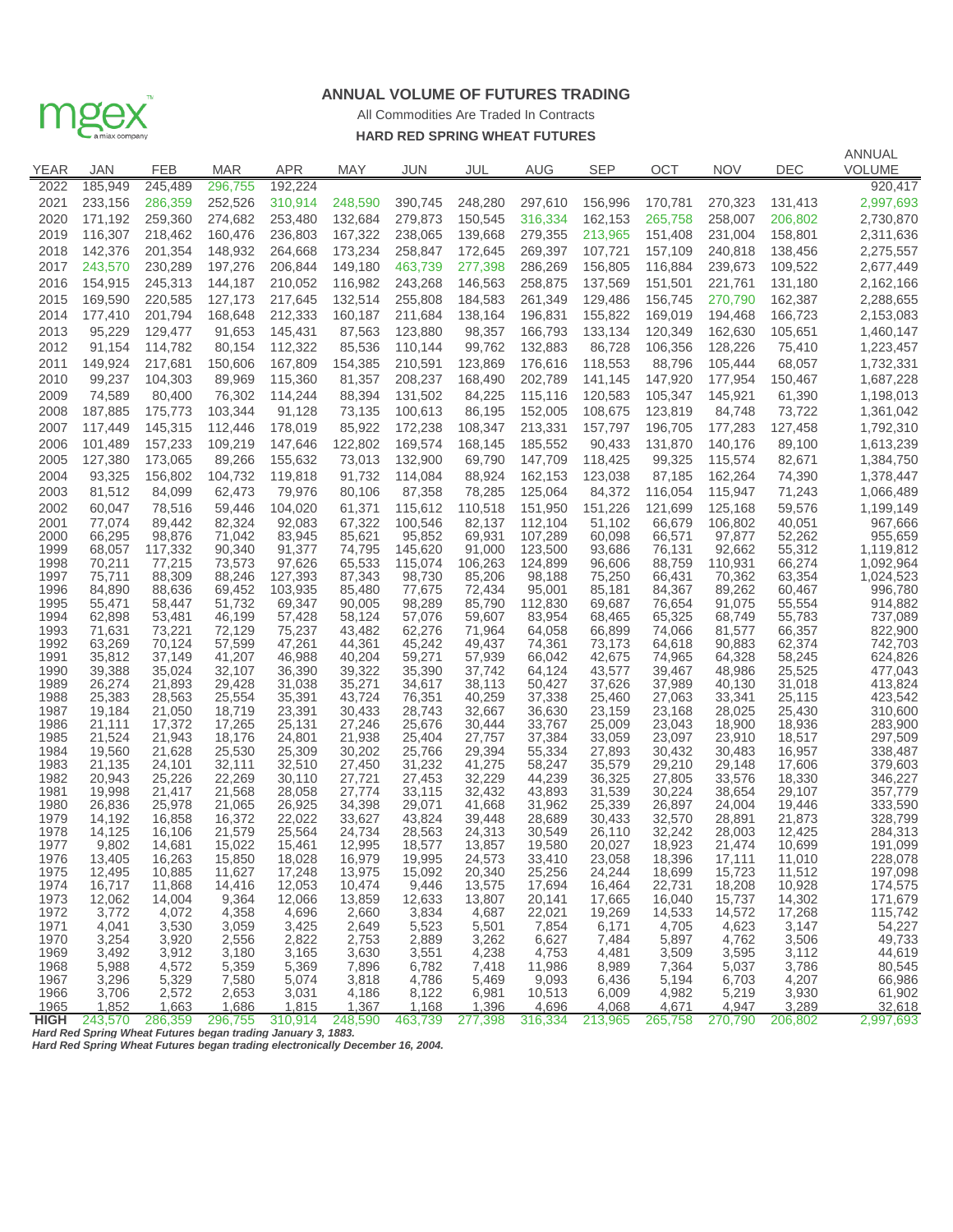mgex a miax company

## ANNUAL VOLUME OF FUTURES TRADING

All Commodities Are Traded In Contracts

**HARD RED SPRING WHEAT FUTURES**

| YEAR | JAN | FEB | MAR | APR | MAY | JUN | JUL | AUG | SEP | OCT | NOV | DEC | ANNUAL VOLUME |
|---|---|---|---|---|---|---|---|---|---|---|---|---|---|
| 2022 | 185,949 | 245,489 | 296,755 | 192,224 | | | | | | | | | 920,417 |
| 2021 | 233,156 | 286,359 | 252,526 | 310,914 | 248,590 | 390,745 | 248,280 | 297,610 | 156,996 | 170,781 | 270,323 | 131,413 | 2,997,693 |
| 2020 | 171,192 | 259,360 | 274,682 | 253,480 | 132,684 | 279,873 | 150,545 | 316,334 | 162,153 | 265,758 | 258,007 | 206,802 | 2,730,870 |
| 2019 | 116,307 | 218,462 | 160,476 | 236,803 | 167,322 | 238,065 | 139,668 | 279,355 | 213,965 | 151,408 | 231,004 | 158,801 | 2,311,636 |
| 2018 | 142,376 | 201,354 | 148,932 | 264,668 | 173,234 | 258,847 | 172,645 | 269,397 | 107,721 | 157,109 | 240,818 | 138,456 | 2,275,557 |
| 2017 | 243,570 | 230,289 | 197,276 | 206,844 | 149,180 | 463,739 | 277,398 | 286,269 | 156,805 | 116,884 | 239,673 | 109,522 | 2,677,449 |
| 2016 | 154,915 | 245,313 | 144,187 | 210,052 | 116,982 | 243,268 | 146,563 | 258,875 | 137,569 | 151,501 | 221,761 | 131,180 | 2,162,166 |
| 2015 | 169,590 | 220,585 | 127,173 | 217,645 | 132,514 | 255,808 | 184,583 | 261,349 | 129,486 | 156,745 | 270,790 | 162,387 | 2,288,655 |
| 2014 | 177,410 | 201,794 | 168,648 | 212,333 | 160,187 | 211,684 | 138,164 | 196,831 | 155,822 | 169,019 | 194,468 | 166,723 | 2,153,083 |
| 2013 | 95,229 | 129,477 | 91,653 | 145,431 | 87,563 | 123,880 | 98,357 | 166,793 | 133,134 | 120,349 | 162,630 | 105,651 | 1,460,147 |
| 2012 | 91,154 | 114,782 | 80,154 | 112,322 | 85,536 | 110,144 | 99,762 | 132,883 | 86,728 | 106,356 | 128,226 | 75,410 | 1,223,457 |
| 2011 | 149,924 | 217,681 | 150,606 | 167,809 | 154,385 | 210,591 | 123,869 | 176,616 | 118,553 | 88,796 | 105,444 | 68,057 | 1,732,331 |
| 2010 | 99,237 | 104,303 | 89,969 | 115,360 | 81,357 | 208,237 | 168,490 | 202,789 | 141,145 | 147,920 | 177,954 | 150,467 | 1,687,228 |
| 2009 | 74,589 | 80,400 | 76,302 | 114,244 | 88,394 | 131,502 | 84,225 | 115,116 | 120,583 | 105,347 | 145,921 | 61,390 | 1,198,013 |
| 2008 | 187,885 | 175,773 | 103,344 | 91,128 | 73,135 | 100,613 | 86,195 | 152,005 | 108,675 | 123,819 | 84,748 | 73,722 | 1,361,042 |
| 2007 | 117,449 | 145,315 | 112,446 | 178,019 | 85,922 | 172,238 | 108,347 | 213,331 | 157,797 | 196,705 | 177,283 | 127,458 | 1,792,310 |
| 2006 | 101,489 | 157,233 | 109,219 | 147,646 | 122,802 | 169,574 | 168,145 | 185,552 | 90,433 | 131,870 | 140,176 | 89,100 | 1,613,239 |
| 2005 | 127,380 | 173,065 | 89,266 | 155,632 | 73,013 | 132,900 | 69,790 | 147,709 | 118,425 | 99,325 | 115,574 | 82,671 | 1,384,750 |
| 2004 | 93,325 | 156,802 | 104,732 | 119,818 | 91,732 | 114,084 | 88,924 | 162,153 | 123,038 | 87,185 | 162,264 | 74,390 | 1,378,447 |
| 2003 | 81,512 | 84,099 | 62,473 | 79,976 | 80,106 | 87,358 | 78,285 | 125,064 | 84,372 | 116,054 | 115,947 | 71,243 | 1,066,489 |
| 2002 | 60,047 | 78,516 | 59,446 | 104,020 | 61,371 | 115,612 | 110,518 | 151,950 | 151,226 | 121,699 | 125,168 | 59,576 | 1,199,149 |
| 2001 | 77,074 | 89,442 | 82,324 | 92,083 | 67,322 | 100,546 | 82,137 | 112,104 | 51,102 | 66,679 | 106,802 | 40,051 | 967,666 |
| 2000 | 66,295 | 98,876 | 71,042 | 83,945 | 85,621 | 95,852 | 69,931 | 107,289 | 60,098 | 66,571 | 97,877 | 52,262 | 955,659 |
| 1999 | 68,057 | 117,332 | 90,340 | 91,377 | 74,795 | 145,620 | 91,000 | 123,500 | 93,686 | 76,131 | 92,662 | 55,312 | 1,119,812 |
| 1998 | 70,211 | 77,215 | 73,573 | 97,626 | 65,533 | 115,074 | 106,263 | 124,899 | 96,606 | 88,759 | 110,931 | 66,274 | 1,092,964 |
| 1997 | 75,711 | 88,309 | 88,246 | 127,393 | 87,343 | 98,730 | 85,206 | 98,188 | 75,250 | 66,431 | 70,362 | 63,354 | 1,024,523 |
| 1996 | 84,890 | 88,636 | 69,452 | 103,935 | 85,480 | 77,675 | 72,434 | 95,001 | 85,181 | 84,367 | 89,262 | 60,467 | 996,780 |
| 1995 | 55,471 | 58,447 | 51,732 | 69,347 | 90,005 | 98,289 | 85,790 | 112,830 | 69,687 | 76,654 | 91,075 | 55,554 | 914,882 |
| 1994 | 62,898 | 53,481 | 46,199 | 57,428 | 58,124 | 57,076 | 59,607 | 83,954 | 68,465 | 65,325 | 68,749 | 55,783 | 737,089 |
| 1993 | 71,631 | 73,221 | 72,129 | 75,237 | 43,482 | 62,276 | 71,964 | 64,058 | 66,899 | 74,066 | 81,577 | 66,357 | 822,900 |
| 1992 | 63,269 | 70,124 | 57,599 | 47,261 | 44,361 | 45,242 | 49,437 | 74,361 | 73,173 | 64,618 | 90,883 | 62,374 | 742,703 |
| 1991 | 35,812 | 37,149 | 41,207 | 46,988 | 40,204 | 59,271 | 57,939 | 66,042 | 42,675 | 74,965 | 64,328 | 58,245 | 624,826 |
| 1990 | 39,388 | 35,024 | 32,107 | 36,390 | 39,322 | 35,390 | 37,742 | 64,124 | 43,577 | 39,467 | 48,986 | 25,525 | 477,043 |
| 1989 | 26,274 | 21,893 | 29,428 | 31,038 | 35,271 | 34,617 | 38,113 | 50,427 | 37,626 | 37,989 | 40,130 | 31,018 | 413,824 |
| 1988 | 25,383 | 28,563 | 25,554 | 35,391 | 43,724 | 76,351 | 40,259 | 37,338 | 25,460 | 27,063 | 33,341 | 25,115 | 423,542 |
| 1987 | 19,184 | 21,050 | 18,719 | 23,391 | 30,433 | 28,743 | 32,667 | 36,630 | 23,159 | 23,168 | 28,025 | 25,430 | 310,600 |
| 1986 | 21,111 | 17,372 | 17,265 | 25,131 | 27,246 | 25,676 | 30,444 | 33,767 | 25,009 | 23,043 | 18,900 | 18,936 | 283,900 |
| 1985 | 21,524 | 21,943 | 18,176 | 24,801 | 21,938 | 25,404 | 27,757 | 37,384 | 33,059 | 23,097 | 23,910 | 18,517 | 297,509 |
| 1984 | 19,560 | 21,628 | 25,530 | 25,309 | 30,202 | 25,766 | 29,394 | 55,334 | 27,893 | 30,432 | 30,483 | 16,957 | 338,487 |
| 1983 | 21,135 | 24,101 | 32,111 | 32,510 | 27,450 | 31,232 | 41,275 | 58,247 | 35,579 | 29,210 | 29,148 | 17,606 | 379,603 |
| 1982 | 20,943 | 25,226 | 22,269 | 30,110 | 27,721 | 27,453 | 32,229 | 44,239 | 36,325 | 27,805 | 33,576 | 18,330 | 346,227 |
| 1981 | 19,998 | 21,417 | 21,568 | 28,058 | 27,774 | 33,115 | 32,432 | 43,893 | 31,539 | 30,224 | 38,654 | 29,107 | 357,779 |
| 1980 | 26,836 | 25,978 | 21,065 | 26,925 | 34,398 | 29,071 | 41,668 | 31,962 | 25,339 | 26,897 | 24,004 | 19,446 | 333,590 |
| 1979 | 14,192 | 16,858 | 16,372 | 22,022 | 33,627 | 43,824 | 39,448 | 28,689 | 30,433 | 32,570 | 28,891 | 21,873 | 328,799 |
| 1978 | 14,125 | 16,106 | 21,579 | 25,564 | 24,734 | 28,563 | 24,313 | 30,549 | 26,110 | 32,242 | 28,003 | 12,425 | 284,313 |
| 1977 | 9,802 | 14,681 | 15,022 | 15,461 | 12,995 | 18,577 | 13,857 | 19,580 | 20,027 | 18,923 | 21,474 | 10,699 | 191,099 |
| 1976 | 13,405 | 16,263 | 15,850 | 18,028 | 16,979 | 19,995 | 24,573 | 33,410 | 23,058 | 18,396 | 17,111 | 11,010 | 228,078 |
| 1975 | 12,495 | 10,885 | 11,627 | 17,248 | 13,975 | 15,092 | 20,340 | 25,256 | 24,244 | 18,699 | 15,723 | 11,512 | 197,098 |
| 1974 | 16,717 | 11,868 | 14,416 | 12,053 | 10,474 | 9,446 | 13,575 | 17,694 | 16,464 | 22,731 | 18,208 | 10,928 | 174,575 |
| 1973 | 12,062 | 14,004 | 9,364 | 12,066 | 13,859 | 12,633 | 13,807 | 20,141 | 17,665 | 16,040 | 15,737 | 14,302 | 171,679 |
| 1972 | 3,772 | 4,072 | 4,358 | 4,696 | 2,660 | 3,834 | 4,687 | 22,021 | 19,269 | 14,533 | 14,572 | 17,268 | 115,742 |
| 1971 | 4,041 | 3,530 | 3,059 | 3,425 | 2,649 | 5,523 | 5,501 | 7,854 | 6,171 | 4,705 | 4,623 | 3,147 | 54,227 |
| 1970 | 3,254 | 3,920 | 2,556 | 2,822 | 2,753 | 2,889 | 3,262 | 6,627 | 7,484 | 5,897 | 4,762 | 3,506 | 49,733 |
| 1969 | 3,492 | 3,912 | 3,180 | 3,165 | 3,630 | 3,551 | 4,238 | 4,753 | 4,481 | 3,509 | 3,595 | 3,112 | 44,619 |
| 1968 | 5,988 | 4,572 | 5,359 | 5,369 | 7,896 | 6,782 | 7,418 | 11,986 | 8,989 | 7,364 | 5,037 | 3,786 | 80,545 |
| 1967 | 3,296 | 5,329 | 7,580 | 5,074 | 3,818 | 4,786 | 5,469 | 9,093 | 6,436 | 5,194 | 6,703 | 4,207 | 66,986 |
| 1966 | 3,706 | 2,572 | 2,653 | 3,031 | 4,186 | 8,122 | 6,981 | 10,513 | 6,009 | 4,982 | 5,219 | 3,930 | 61,902 |
| 1965 | 1,852 | 1,663 | 1,686 | 1,815 | 1,367 | 1,168 | 1,396 | 4,696 | 4,068 | 4,671 | 4,947 | 3,289 | 32,618 |
| **HIGH** | 243,570 | 286,359 | 296,755 | 310,914 | 248,590 | 463,739 | 277,398 | 316,334 | 213,965 | 265,758 | 270,790 | 206,802 | 2,997,693 |

***Hard Red Spring Wheat Futures began trading January 3, 1883.***

***Hard Red Spring Wheat Futures began trading electronically December 16, 2004.***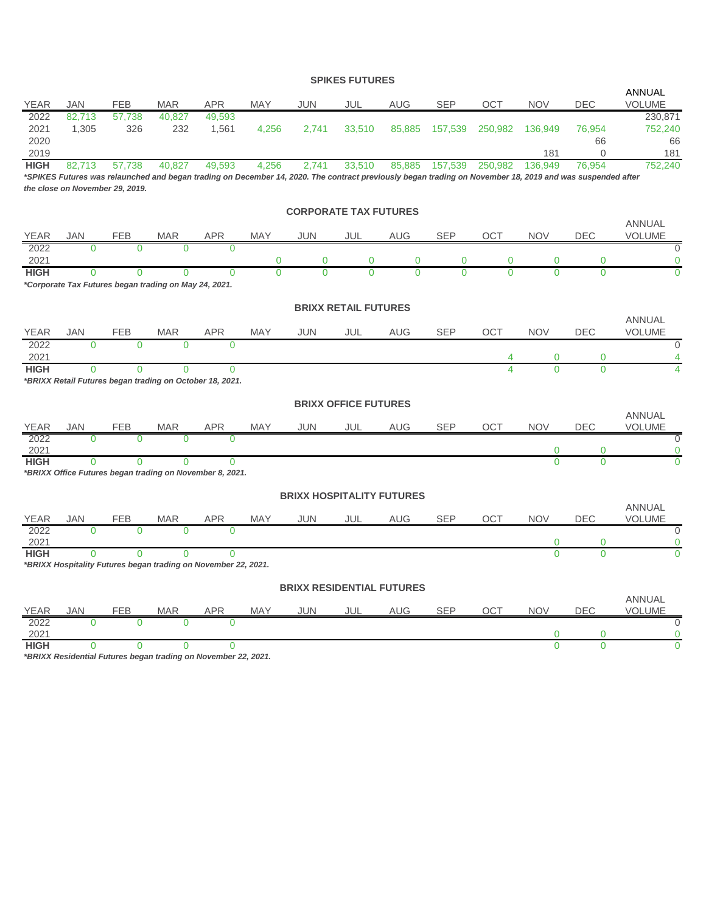## SPIKES FUTURES

| YEAR | JAN | FEB | MAR | APR | MAY | JUN | JUL | AUG | SEP | OCT | NOV | DEC | ANNUAL VOLUME |
|---|---|---|---|---|---|---|---|---|---|---|---|---|---|
| 2022 | 82,713 | 57,738 | 40,827 | 49,593 | | | | | | | | | 230,871 |
| 2021 | 1,305 | 326 | 232 | 1,561 | 4,256 | 2,741 | 33,510 | 85,885 | 157,539 | 250,982 | 136,949 | 76,954 | 752,240 |
| 2020 | | | | | | | | | | | | 66 | 66 |
| 2019 | | | | | | | | | | | 181 | 0 | 181 |
| **HIGH** | 82,713 | 57,738 | 40,827 | 49,593 | 4,256 | 2,741 | 33,510 | 85,885 | 157,539 | 250,982 | 136,949 | 76,954 | 752,240 |

***SPIKES Futures was relaunched and began trading on December 14, 2020. The contract previously began trading on November 18, 2019 and was suspended after the close on November 29, 2019.***

## CORPORATE TAX FUTURES

| YEAR | JAN | FEB | MAR | APR | MAY | JUN | JUL | AUG | SEP | OCT | NOV | DEC | ANNUAL VOLUME |
|---|---|---|---|---|---|---|---|---|---|---|---|---|---|
| 2022 | 0 | 0 | 0 | 0 | | | | | | | | | 0 |
| 2021 | | | | | 0 | 0 | 0 | 0 | 0 | 0 | 0 | 0 | 0 |
| **HIGH** | 0 | 0 | 0 | 0 | 0 | 0 | 0 | 0 | 0 | 0 | 0 | 0 | 0 |

***Corporate Tax Futures began trading on May 24, 2021.***

## BRIXX RETAIL FUTURES

| YEAR | JAN | FEB | MAR | APR | MAY | JUN | JUL | AUG | SEP | OCT | NOV | DEC | ANNUAL VOLUME |
|---|---|---|---|---|---|---|---|---|---|---|---|---|---|
| 2022 | 0 | 0 | 0 | 0 | | | | | | | | | 0 |
| 2021 | | | | | | | | | | 4 | 0 | 0 | 4 |
| **HIGH** | 0 | 0 | 0 | 0 | | | | | | 4 | 0 | 0 | 4 |

***BRIXX Retail Futures began trading on October 18, 2021.***

## BRIXX OFFICE FUTURES

| YEAR | JAN | FEB | MAR | APR | MAY | JUN | JUL | AUG | SEP | OCT | NOV | DEC | ANNUAL VOLUME |
|---|---|---|---|---|---|---|---|---|---|---|---|---|---|
| 2022 | 0 | 0 | 0 | 0 | | | | | | | | | 0 |
| 2021 | | | | | | | | | | | 0 | 0 | 0 |
| **HIGH** | 0 | 0 | 0 | 0 | | | | | | | 0 | 0 | 0 |

***BRIXX Office Futures began trading on November 8, 2021.***

## BRIXX HOSPITALITY FUTURES

| YEAR | JAN | FEB | MAR | APR | MAY | JUN | JUL | AUG | SEP | OCT | NOV | DEC | ANNUAL VOLUME |
|---|---|---|---|---|---|---|---|---|---|---|---|---|---|
| 2022 | 0 | 0 | 0 | 0 | | | | | | | | | 0 |
| 2021 | | | | | | | | | | | 0 | 0 | 0 |
| **HIGH** | 0 | 0 | 0 | 0 | | | | | | | 0 | 0 | 0 |

***BRIXX Hospitality Futures began trading on November 22, 2021.***

## BRIXX RESIDENTIAL FUTURES

| YEAR | JAN | FEB | MAR | APR | MAY | JUN | JUL | AUG | SEP | OCT | NOV | DEC | ANNUAL VOLUME |
|---|---|---|---|---|---|---|---|---|---|---|---|---|---|
| 2022 | 0 | 0 | 0 | 0 | | | | | | | | | 0 |
| 2021 | | | | | | | | | | | 0 | 0 | 0 |
| **HIGH** | 0 | 0 | 0 | 0 | | | | | | | 0 | 0 | 0 |

***BRIXX Residential Futures began trading on November 22, 2021.***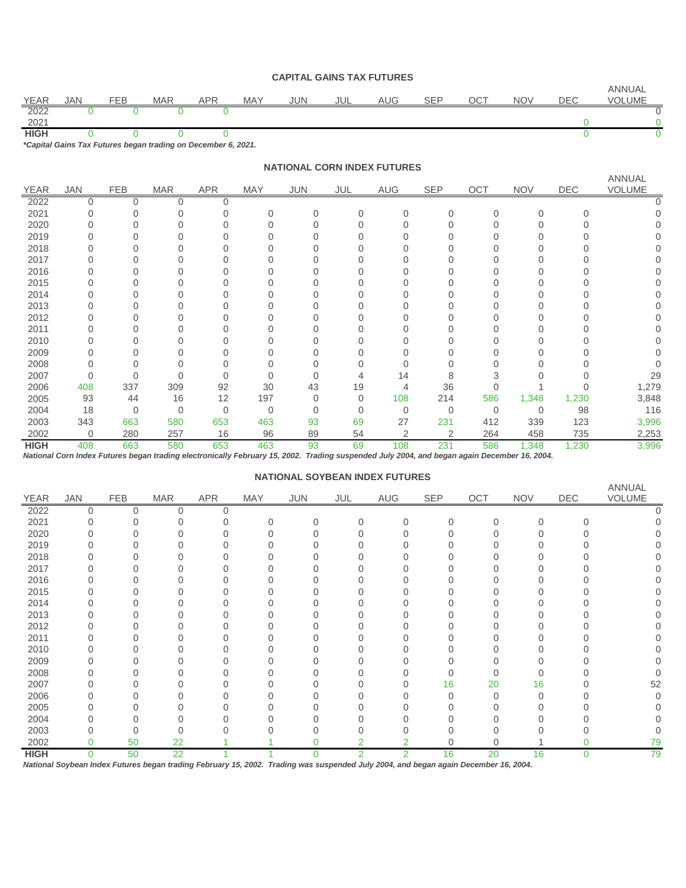### CAPITAL GAINS TAX FUTURES

| YEAR | JAN | FEB | MAR | APR | MAY | JUN | JUL | AUG | SEP | OCT | NOV | DEC | ANNUAL VOLUME |
|---|---|---|---|---|---|---|---|---|---|---|---|---|---|
| 2022 | 0 | 0 | 0 | 0 | | | | | | | | | 0 |
| 2021 | | | | | | | | | | | | 0 | 0 |
| **HIGH** | 0 | 0 | 0 | 0 | | | | | | | | 0 | 0 |

***Capital Gains Tax Futures began trading on December 6, 2021.**

### NATIONAL CORN INDEX FUTURES

| YEAR | JAN | FEB | MAR | APR | MAY | JUN | JUL | AUG | SEP | OCT | NOV | DEC | ANNUAL VOLUME |
|---|---|---|---|---|---|---|---|---|---|---|---|---|---|
| 2022 | 0 | 0 | 0 | 0 | | | | | | | | | 0 |
| 2021 | 0 | 0 | 0 | 0 | 0 | 0 | 0 | 0 | 0 | 0 | 0 | 0 | 0 |
| 2020 | 0 | 0 | 0 | 0 | 0 | 0 | 0 | 0 | 0 | 0 | 0 | 0 | 0 |
| 2019 | 0 | 0 | 0 | 0 | 0 | 0 | 0 | 0 | 0 | 0 | 0 | 0 | 0 |
| 2018 | 0 | 0 | 0 | 0 | 0 | 0 | 0 | 0 | 0 | 0 | 0 | 0 | 0 |
| 2017 | 0 | 0 | 0 | 0 | 0 | 0 | 0 | 0 | 0 | 0 | 0 | 0 | 0 |
| 2016 | 0 | 0 | 0 | 0 | 0 | 0 | 0 | 0 | 0 | 0 | 0 | 0 | 0 |
| 2015 | 0 | 0 | 0 | 0 | 0 | 0 | 0 | 0 | 0 | 0 | 0 | 0 | 0 |
| 2014 | 0 | 0 | 0 | 0 | 0 | 0 | 0 | 0 | 0 | 0 | 0 | 0 | 0 |
| 2013 | 0 | 0 | 0 | 0 | 0 | 0 | 0 | 0 | 0 | 0 | 0 | 0 | 0 |
| 2012 | 0 | 0 | 0 | 0 | 0 | 0 | 0 | 0 | 0 | 0 | 0 | 0 | 0 |
| 2011 | 0 | 0 | 0 | 0 | 0 | 0 | 0 | 0 | 0 | 0 | 0 | 0 | 0 |
| 2010 | 0 | 0 | 0 | 0 | 0 | 0 | 0 | 0 | 0 | 0 | 0 | 0 | 0 |
| 2009 | 0 | 0 | 0 | 0 | 0 | 0 | 0 | 0 | 0 | 0 | 0 | 0 | 0 |
| 2008 | 0 | 0 | 0 | 0 | 0 | 0 | 0 | 0 | 0 | 0 | 0 | 0 | 0 |
| 2007 | 0 | 0 | 0 | 0 | 0 | 0 | 4 | 14 | 8 | 3 | 0 | 0 | 29 |
| 2006 | 408 | 337 | 309 | 92 | 30 | 43 | 19 | 4 | 36 | 0 | 1 | 0 | 1,279 |
| 2005 | 93 | 44 | 16 | 12 | 197 | 0 | 0 | 108 | 214 | 586 | 1,348 | 1,230 | 3,848 |
| 2004 | 18 | 0 | 0 | 0 | 0 | 0 | 0 | 0 | 0 | 0 | 0 | 98 | 116 |
| 2003 | 343 | 663 | 580 | 653 | 463 | 93 | 69 | 27 | 231 | 412 | 339 | 123 | 3,996 |
| 2002 | 0 | 280 | 257 | 16 | 96 | 89 | 54 | 2 | 2 | 264 | 458 | 735 | 2,253 |
| **HIGH** | 408 | 663 | 580 | 653 | 463 | 93 | 69 | 108 | 231 | 586 | 1,348 | 1,230 | 3,996 |

***National Corn Index Futures began trading electronically February 15, 2002. Trading suspended July 2004, and began again December 16, 2004.***

### NATIONAL SOYBEAN INDEX FUTURES

| YEAR | JAN | FEB | MAR | APR | MAY | JUN | JUL | AUG | SEP | OCT | NOV | DEC | ANNUAL VOLUME |
|---|---|---|---|---|---|---|---|---|---|---|---|---|---|
| 2022 | 0 | 0 | 0 | 0 | | | | | | | | | 0 |
| 2021 | 0 | 0 | 0 | 0 | 0 | 0 | 0 | 0 | 0 | 0 | 0 | 0 | 0 |
| 2020 | 0 | 0 | 0 | 0 | 0 | 0 | 0 | 0 | 0 | 0 | 0 | 0 | 0 |
| 2019 | 0 | 0 | 0 | 0 | 0 | 0 | 0 | 0 | 0 | 0 | 0 | 0 | 0 |
| 2018 | 0 | 0 | 0 | 0 | 0 | 0 | 0 | 0 | 0 | 0 | 0 | 0 | 0 |
| 2017 | 0 | 0 | 0 | 0 | 0 | 0 | 0 | 0 | 0 | 0 | 0 | 0 | 0 |
| 2016 | 0 | 0 | 0 | 0 | 0 | 0 | 0 | 0 | 0 | 0 | 0 | 0 | 0 |
| 2015 | 0 | 0 | 0 | 0 | 0 | 0 | 0 | 0 | 0 | 0 | 0 | 0 | 0 |
| 2014 | 0 | 0 | 0 | 0 | 0 | 0 | 0 | 0 | 0 | 0 | 0 | 0 | 0 |
| 2013 | 0 | 0 | 0 | 0 | 0 | 0 | 0 | 0 | 0 | 0 | 0 | 0 | 0 |
| 2012 | 0 | 0 | 0 | 0 | 0 | 0 | 0 | 0 | 0 | 0 | 0 | 0 | 0 |
| 2011 | 0 | 0 | 0 | 0 | 0 | 0 | 0 | 0 | 0 | 0 | 0 | 0 | 0 |
| 2010 | 0 | 0 | 0 | 0 | 0 | 0 | 0 | 0 | 0 | 0 | 0 | 0 | 0 |
| 2009 | 0 | 0 | 0 | 0 | 0 | 0 | 0 | 0 | 0 | 0 | 0 | 0 | 0 |
| 2008 | 0 | 0 | 0 | 0 | 0 | 0 | 0 | 0 | 0 | 0 | 0 | 0 | 0 |
| 2007 | 0 | 0 | 0 | 0 | 0 | 0 | 0 | 0 | 16 | 20 | 16 | 0 | 52 |
| 2006 | 0 | 0 | 0 | 0 | 0 | 0 | 0 | 0 | 0 | 0 | 0 | 0 | 0 |
| 2005 | 0 | 0 | 0 | 0 | 0 | 0 | 0 | 0 | 0 | 0 | 0 | 0 | 0 |
| 2004 | 0 | 0 | 0 | 0 | 0 | 0 | 0 | 0 | 0 | 0 | 0 | 0 | 0 |
| 2003 | 0 | 0 | 0 | 0 | 0 | 0 | 0 | 0 | 0 | 0 | 0 | 0 | 0 |
| 2002 | 0 | 50 | 22 | 1 | 1 | 0 | 2 | 2 | 0 | 0 | 1 | 0 | 79 |
| **HIGH** | 0 | 50 | 22 | 1 | 1 | 0 | 2 | 2 | 16 | 20 | 16 | 0 | 79 |

***National Soybean Index Futures began trading February 15, 2002. Trading was suspended July 2004, and began again December 16, 2004.***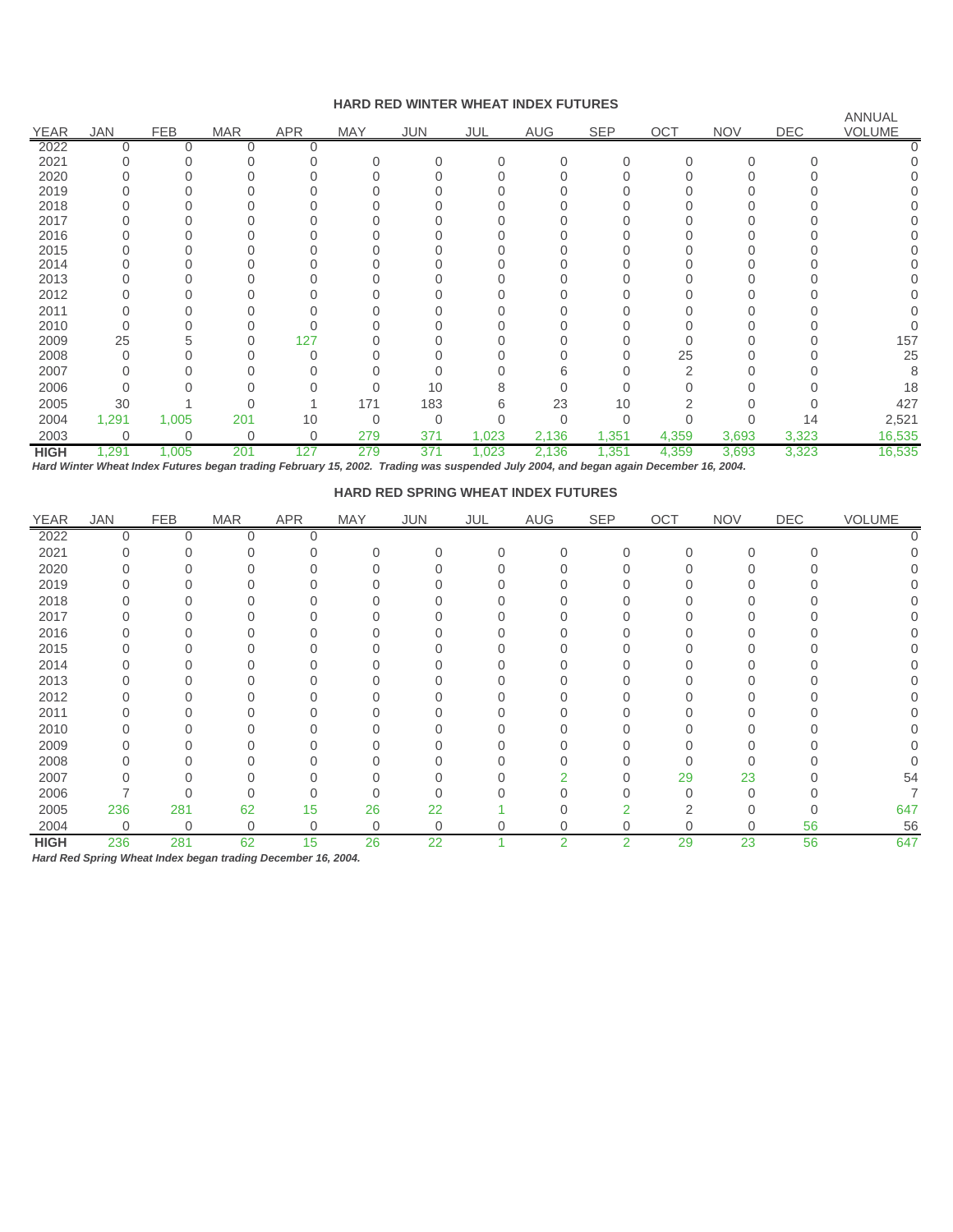## HARD RED WINTER WHEAT INDEX FUTURES

| YEAR | JAN | FEB | MAR | APR | MAY | JUN | JUL | AUG | SEP | OCT | NOV | DEC | ANNUAL VOLUME |
|---|---|---|---|---|---|---|---|---|---|---|---|---|---|
| 2022 | 0 | 0 | 0 | 0 | | | | | | | | | 0 |
| 2021 | 0 | 0 | 0 | 0 | 0 | 0 | 0 | 0 | 0 | 0 | 0 | 0 | 0 |
| 2020 | 0 | 0 | 0 | 0 | 0 | 0 | 0 | 0 | 0 | 0 | 0 | 0 | 0 |
| 2019 | 0 | 0 | 0 | 0 | 0 | 0 | 0 | 0 | 0 | 0 | 0 | 0 | 0 |
| 2018 | 0 | 0 | 0 | 0 | 0 | 0 | 0 | 0 | 0 | 0 | 0 | 0 | 0 |
| 2017 | 0 | 0 | 0 | 0 | 0 | 0 | 0 | 0 | 0 | 0 | 0 | 0 | 0 |
| 2016 | 0 | 0 | 0 | 0 | 0 | 0 | 0 | 0 | 0 | 0 | 0 | 0 | 0 |
| 2015 | 0 | 0 | 0 | 0 | 0 | 0 | 0 | 0 | 0 | 0 | 0 | 0 | 0 |
| 2014 | 0 | 0 | 0 | 0 | 0 | 0 | 0 | 0 | 0 | 0 | 0 | 0 | 0 |
| 2013 | 0 | 0 | 0 | 0 | 0 | 0 | 0 | 0 | 0 | 0 | 0 | 0 | 0 |
| 2012 | 0 | 0 | 0 | 0 | 0 | 0 | 0 | 0 | 0 | 0 | 0 | 0 | 0 |
| 2011 | 0 | 0 | 0 | 0 | 0 | 0 | 0 | 0 | 0 | 0 | 0 | 0 | 0 |
| 2010 | 0 | 0 | 0 | 0 | 0 | 0 | 0 | 0 | 0 | 0 | 0 | 0 | 0 |
| 2009 | 25 | 5 | 0 | 127 | 0 | 0 | 0 | 0 | 0 | 0 | 0 | 0 | 157 |
| 2008 | 0 | 0 | 0 | 0 | 0 | 0 | 0 | 0 | 0 | 25 | 0 | 0 | 25 |
| 2007 | 0 | 0 | 0 | 0 | 0 | 0 | 0 | 6 | 0 | 2 | 0 | 0 | 8 |
| 2006 | 0 | 0 | 0 | 0 | 0 | 10 | 8 | 0 | 0 | 0 | 0 | 0 | 18 |
| 2005 | 30 | 1 | 0 | 1 | 171 | 183 | 6 | 23 | 10 | 2 | 0 | 0 | 427 |
| 2004 | 1,291 | 1,005 | 201 | 10 | 0 | 0 | 0 | 0 | 0 | 0 | 0 | 14 | 2,521 |
| 2003 | 0 | 0 | 0 | 0 | 279 | 371 | 1,023 | 2,136 | 1,351 | 4,359 | 3,693 | 3,323 | 16,535 |
| **HIGH** | 1,291 | 1,005 | 201 | 127 | 279 | 371 | 1,023 | 2,136 | 1,351 | 4,359 | 3,693 | 3,323 | 16,535 |

*Hard Winter Wheat Index Futures began trading February 15, 2002. Trading was suspended July 2004, and began again December 16, 2004.*

## HARD RED SPRING WHEAT INDEX FUTURES

| YEAR | JAN | FEB | MAR | APR | MAY | JUN | JUL | AUG | SEP | OCT | NOV | DEC | VOLUME |
|---|---|---|---|---|---|---|---|---|---|---|---|---|---|
| 2022 | 0 | 0 | 0 | 0 | | | | | | | | | 0 |
| 2021 | 0 | 0 | 0 | 0 | 0 | 0 | 0 | 0 | 0 | 0 | 0 | 0 | 0 |
| 2020 | 0 | 0 | 0 | 0 | 0 | 0 | 0 | 0 | 0 | 0 | 0 | 0 | 0 |
| 2019 | 0 | 0 | 0 | 0 | 0 | 0 | 0 | 0 | 0 | 0 | 0 | 0 | 0 |
| 2018 | 0 | 0 | 0 | 0 | 0 | 0 | 0 | 0 | 0 | 0 | 0 | 0 | 0 |
| 2017 | 0 | 0 | 0 | 0 | 0 | 0 | 0 | 0 | 0 | 0 | 0 | 0 | 0 |
| 2016 | 0 | 0 | 0 | 0 | 0 | 0 | 0 | 0 | 0 | 0 | 0 | 0 | 0 |
| 2015 | 0 | 0 | 0 | 0 | 0 | 0 | 0 | 0 | 0 | 0 | 0 | 0 | 0 |
| 2014 | 0 | 0 | 0 | 0 | 0 | 0 | 0 | 0 | 0 | 0 | 0 | 0 | 0 |
| 2013 | 0 | 0 | 0 | 0 | 0 | 0 | 0 | 0 | 0 | 0 | 0 | 0 | 0 |
| 2012 | 0 | 0 | 0 | 0 | 0 | 0 | 0 | 0 | 0 | 0 | 0 | 0 | 0 |
| 2011 | 0 | 0 | 0 | 0 | 0 | 0 | 0 | 0 | 0 | 0 | 0 | 0 | 0 |
| 2010 | 0 | 0 | 0 | 0 | 0 | 0 | 0 | 0 | 0 | 0 | 0 | 0 | 0 |
| 2009 | 0 | 0 | 0 | 0 | 0 | 0 | 0 | 0 | 0 | 0 | 0 | 0 | 0 |
| 2008 | 0 | 0 | 0 | 0 | 0 | 0 | 0 | 0 | 0 | 0 | 0 | 0 | 0 |
| 2007 | 0 | 0 | 0 | 0 | 0 | 0 | 0 | 2 | 0 | 29 | 23 | 0 | 54 |
| 2006 | 7 | 0 | 0 | 0 | 0 | 0 | 0 | 0 | 0 | 0 | 0 | 0 | 7 |
| 2005 | 236 | 281 | 62 | 15 | 26 | 22 | 1 | 0 | 2 | 2 | 0 | 0 | 647 |
| 2004 | 0 | 0 | 0 | 0 | 0 | 0 | 0 | 0 | 0 | 0 | 0 | 56 | 56 |
| **HIGH** | 236 | 281 | 62 | 15 | 26 | 22 | 1 | 2 | 2 | 29 | 23 | 56 | 647 |

*Hard Red Spring Wheat Index began trading December 16, 2004.*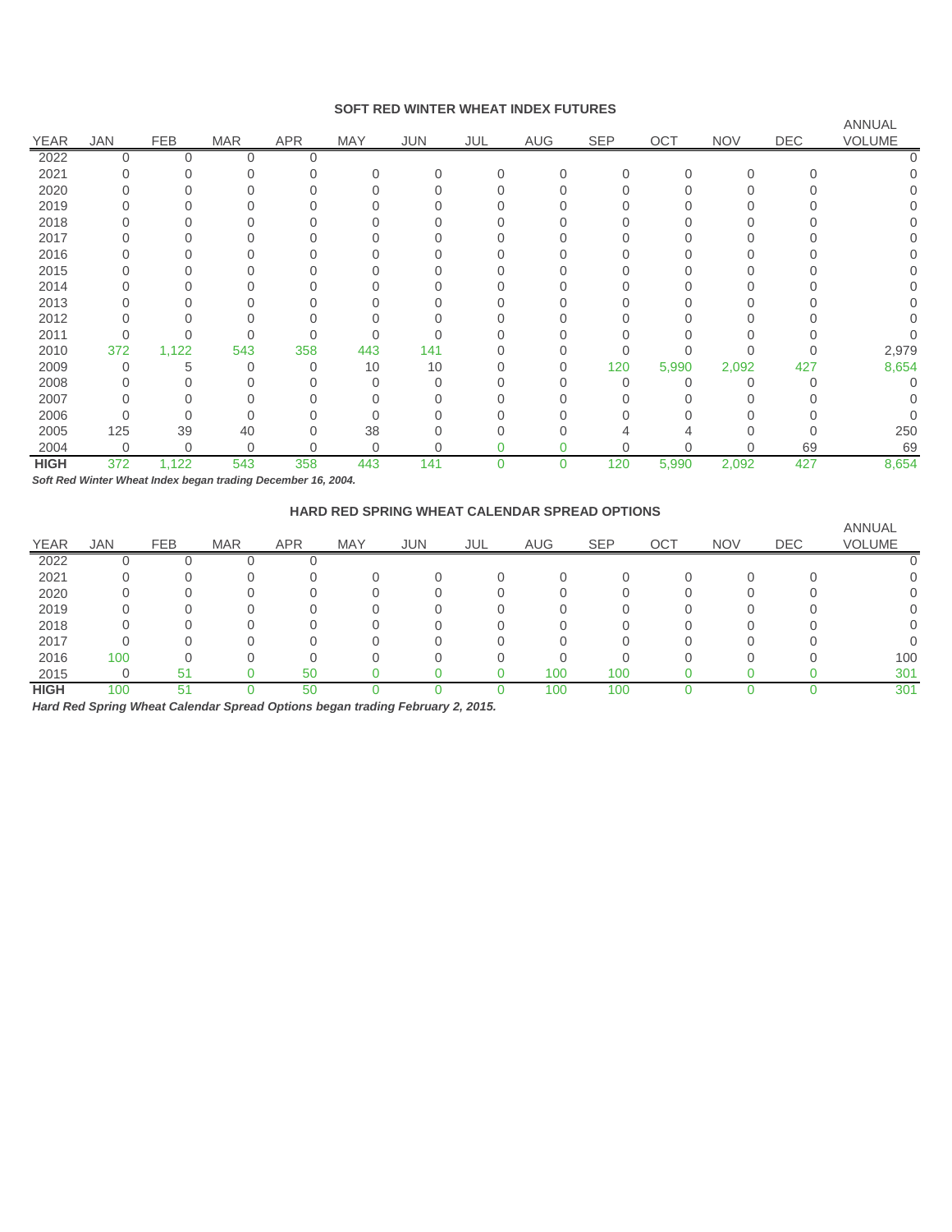## SOFT RED WINTER WHEAT INDEX FUTURES

| YEAR | JAN | FEB | MAR | APR | MAY | JUN | JUL | AUG | SEP | OCT | NOV | DEC | ANNUAL VOLUME |
|---|---|---|---|---|---|---|---|---|---|---|---|---|---|
| 2022 | 0 | 0 | 0 | 0 | | | | | | | | | 0 |
| 2021 | 0 | 0 | 0 | 0 | 0 | 0 | 0 | 0 | 0 | 0 | 0 | 0 | 0 |
| 2020 | 0 | 0 | 0 | 0 | 0 | 0 | 0 | 0 | 0 | 0 | 0 | 0 | 0 |
| 2019 | 0 | 0 | 0 | 0 | 0 | 0 | 0 | 0 | 0 | 0 | 0 | 0 | 0 |
| 2018 | 0 | 0 | 0 | 0 | 0 | 0 | 0 | 0 | 0 | 0 | 0 | 0 | 0 |
| 2017 | 0 | 0 | 0 | 0 | 0 | 0 | 0 | 0 | 0 | 0 | 0 | 0 | 0 |
| 2016 | 0 | 0 | 0 | 0 | 0 | 0 | 0 | 0 | 0 | 0 | 0 | 0 | 0 |
| 2015 | 0 | 0 | 0 | 0 | 0 | 0 | 0 | 0 | 0 | 0 | 0 | 0 | 0 |
| 2014 | 0 | 0 | 0 | 0 | 0 | 0 | 0 | 0 | 0 | 0 | 0 | 0 | 0 |
| 2013 | 0 | 0 | 0 | 0 | 0 | 0 | 0 | 0 | 0 | 0 | 0 | 0 | 0 |
| 2012 | 0 | 0 | 0 | 0 | 0 | 0 | 0 | 0 | 0 | 0 | 0 | 0 | 0 |
| 2011 | 0 | 0 | 0 | 0 | 0 | 0 | 0 | 0 | 0 | 0 | 0 | 0 | 0 |
| 2010 | 372 | 1,122 | 543 | 358 | 443 | 141 | 0 | 0 | 0 | 0 | 0 | 0 | 2,979 |
| 2009 | 0 | 5 | 0 | 0 | 10 | 10 | 0 | 0 | 120 | 5,990 | 2,092 | 427 | 8,654 |
| 2008 | 0 | 0 | 0 | 0 | 0 | 0 | 0 | 0 | 0 | 0 | 0 | 0 | 0 |
| 2007 | 0 | 0 | 0 | 0 | 0 | 0 | 0 | 0 | 0 | 0 | 0 | 0 | 0 |
| 2006 | 0 | 0 | 0 | 0 | 0 | 0 | 0 | 0 | 0 | 0 | 0 | 0 | 0 |
| 2005 | 125 | 39 | 40 | 0 | 38 | 0 | 0 | 0 | 4 | 4 | 0 | 0 | 250 |
| 2004 | 0 | 0 | 0 | 0 | 0 | 0 | 0 | 0 | 0 | 0 | 0 | 69 | 69 |
| **HIGH** | 372 | 1,122 | 543 | 358 | 443 | 141 | 0 | 0 | 120 | 5,990 | 2,092 | 427 | 8,654 |

***Soft Red Winter Wheat Index began trading December 16, 2004.***

## HARD RED SPRING WHEAT CALENDAR SPREAD OPTIONS

| YEAR | JAN | FEB | MAR | APR | MAY | JUN | JUL | AUG | SEP | OCT | NOV | DEC | ANNUAL VOLUME |
|---|---|---|---|---|---|---|---|---|---|---|---|---|---|
| 2022 | 0 | 0 | 0 | 0 | | | | | | | | | 0 |
| 2021 | 0 | 0 | 0 | 0 | 0 | 0 | 0 | 0 | 0 | 0 | 0 | 0 | 0 |
| 2020 | 0 | 0 | 0 | 0 | 0 | 0 | 0 | 0 | 0 | 0 | 0 | 0 | 0 |
| 2019 | 0 | 0 | 0 | 0 | 0 | 0 | 0 | 0 | 0 | 0 | 0 | 0 | 0 |
| 2018 | 0 | 0 | 0 | 0 | 0 | 0 | 0 | 0 | 0 | 0 | 0 | 0 | 0 |
| 2017 | 0 | 0 | 0 | 0 | 0 | 0 | 0 | 0 | 0 | 0 | 0 | 0 | 0 |
| 2016 | 100 | 0 | 0 | 0 | 0 | 0 | 0 | 0 | 0 | 0 | 0 | 0 | 100 |
| 2015 | 0 | 51 | 0 | 50 | 0 | 0 | 0 | 100 | 100 | 0 | 0 | 0 | 301 |
| **HIGH** | 100 | 51 | 0 | 50 | 0 | 0 | 0 | 100 | 100 | 0 | 0 | 0 | 301 |

***Hard Red Spring Wheat Calendar Spread Options began trading February 2, 2015.***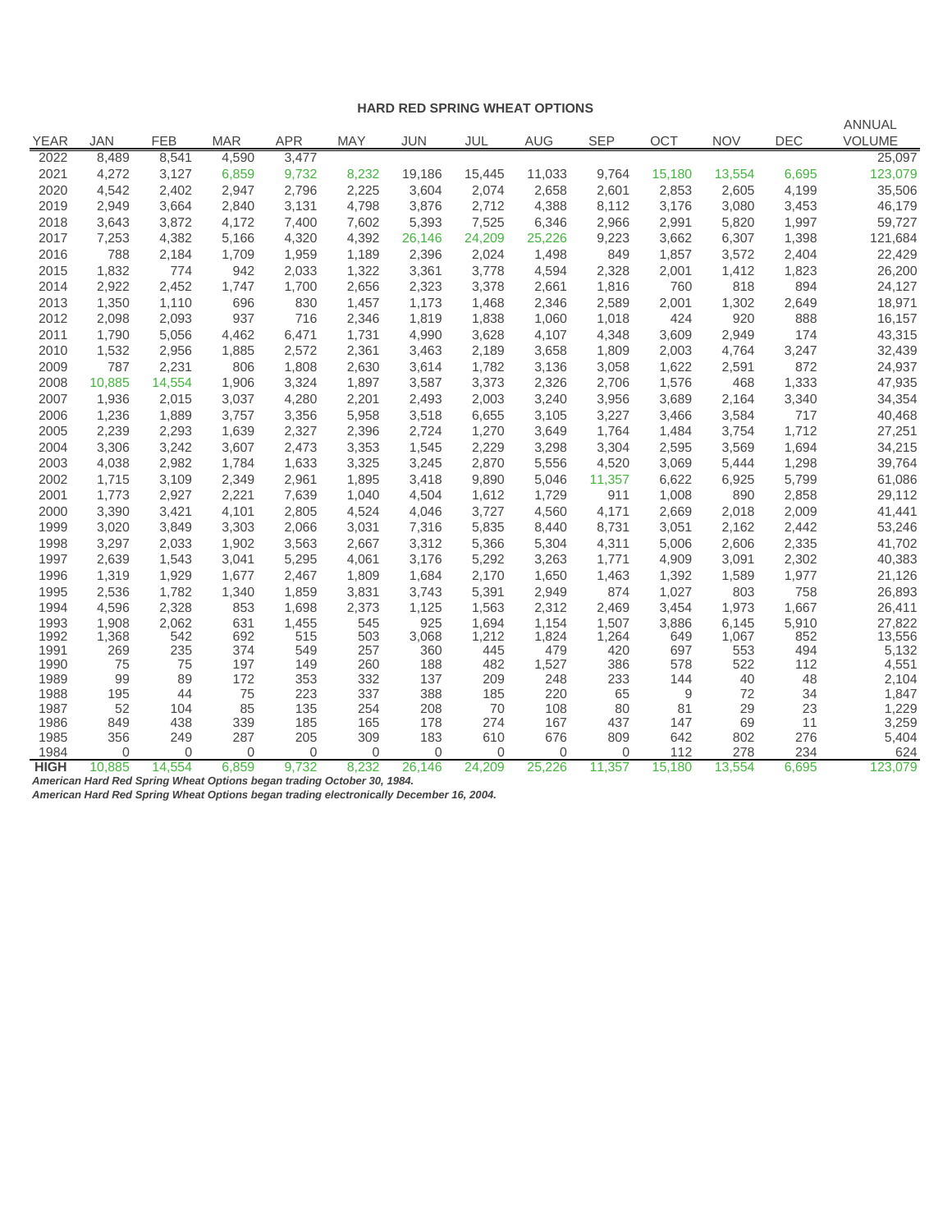## HARD RED SPRING WHEAT OPTIONS

| YEAR | JAN | FEB | MAR | APR | MAY | JUN | JUL | AUG | SEP | OCT | NOV | DEC | ANNUAL VOLUME |
|---|---|---|---|---|---|---|---|---|---|---|---|---|---|
| 2022 | 8,489 | 8,541 | 4,590 | 3,477 | | | | | | | | | 25,097 |
| 2021 | 4,272 | 3,127 | 6,859 | 9,732 | 8,232 | 19,186 | 15,445 | 11,033 | 9,764 | 15,180 | 13,554 | 6,695 | 123,079 |
| 2020 | 4,542 | 2,402 | 2,947 | 2,796 | 2,225 | 3,604 | 2,074 | 2,658 | 2,601 | 2,853 | 2,605 | 4,199 | 35,506 |
| 2019 | 2,949 | 3,664 | 2,840 | 3,131 | 4,798 | 3,876 | 2,712 | 4,388 | 8,112 | 3,176 | 3,080 | 3,453 | 46,179 |
| 2018 | 3,643 | 3,872 | 4,172 | 7,400 | 7,602 | 5,393 | 7,525 | 6,346 | 2,966 | 2,991 | 5,820 | 1,997 | 59,727 |
| 2017 | 7,253 | 4,382 | 5,166 | 4,320 | 4,392 | 26,146 | 24,209 | 25,226 | 9,223 | 3,662 | 6,307 | 1,398 | 121,684 |
| 2016 | 788 | 2,184 | 1,709 | 1,959 | 1,189 | 2,396 | 2,024 | 1,498 | 849 | 1,857 | 3,572 | 2,404 | 22,429 |
| 2015 | 1,832 | 774 | 942 | 2,033 | 1,322 | 3,361 | 3,778 | 4,594 | 2,328 | 2,001 | 1,412 | 1,823 | 26,200 |
| 2014 | 2,922 | 2,452 | 1,747 | 1,700 | 2,656 | 2,323 | 3,378 | 2,661 | 1,816 | 760 | 818 | 894 | 24,127 |
| 2013 | 1,350 | 1,110 | 696 | 830 | 1,457 | 1,173 | 1,468 | 2,346 | 2,589 | 2,001 | 1,302 | 2,649 | 18,971 |
| 2012 | 2,098 | 2,093 | 937 | 716 | 2,346 | 1,819 | 1,838 | 1,060 | 1,018 | 424 | 920 | 888 | 16,157 |
| 2011 | 1,790 | 5,056 | 4,462 | 6,471 | 1,731 | 4,990 | 3,628 | 4,107 | 4,348 | 3,609 | 2,949 | 174 | 43,315 |
| 2010 | 1,532 | 2,956 | 1,885 | 2,572 | 2,361 | 3,463 | 2,189 | 3,658 | 1,809 | 2,003 | 4,764 | 3,247 | 32,439 |
| 2009 | 787 | 2,231 | 806 | 1,808 | 2,630 | 3,614 | 1,782 | 3,136 | 3,058 | 1,622 | 2,591 | 872 | 24,937 |
| 2008 | 10,885 | 14,554 | 1,906 | 3,324 | 1,897 | 3,587 | 3,373 | 2,326 | 2,706 | 1,576 | 468 | 1,333 | 47,935 |
| 2007 | 1,936 | 2,015 | 3,037 | 4,280 | 2,201 | 2,493 | 2,003 | 3,240 | 3,956 | 3,689 | 2,164 | 3,340 | 34,354 |
| 2006 | 1,236 | 1,889 | 3,757 | 3,356 | 5,958 | 3,518 | 6,655 | 3,105 | 3,227 | 3,466 | 3,584 | 717 | 40,468 |
| 2005 | 2,239 | 2,293 | 1,639 | 2,327 | 2,396 | 2,724 | 1,270 | 3,649 | 1,764 | 1,484 | 3,754 | 1,712 | 27,251 |
| 2004 | 3,306 | 3,242 | 3,607 | 2,473 | 3,353 | 1,545 | 2,229 | 3,298 | 3,304 | 2,595 | 3,569 | 1,694 | 34,215 |
| 2003 | 4,038 | 2,982 | 1,784 | 1,633 | 3,325 | 3,245 | 2,870 | 5,556 | 4,520 | 3,069 | 5,444 | 1,298 | 39,764 |
| 2002 | 1,715 | 3,109 | 2,349 | 2,961 | 1,895 | 3,418 | 9,890 | 5,046 | 11,357 | 6,622 | 6,925 | 5,799 | 61,086 |
| 2001 | 1,773 | 2,927 | 2,221 | 7,639 | 1,040 | 4,504 | 1,612 | 1,729 | 911 | 1,008 | 890 | 2,858 | 29,112 |
| 2000 | 3,390 | 3,421 | 4,101 | 2,805 | 4,524 | 4,046 | 3,727 | 4,560 | 4,171 | 2,669 | 2,018 | 2,009 | 41,441 |
| 1999 | 3,020 | 3,849 | 3,303 | 2,066 | 3,031 | 7,316 | 5,835 | 8,440 | 8,731 | 3,051 | 2,162 | 2,442 | 53,246 |
| 1998 | 3,297 | 2,033 | 1,902 | 3,563 | 2,667 | 3,312 | 5,366 | 5,304 | 4,311 | 5,006 | 2,606 | 2,335 | 41,702 |
| 1997 | 2,639 | 1,543 | 3,041 | 5,295 | 4,061 | 3,176 | 5,292 | 3,263 | 1,771 | 4,909 | 3,091 | 2,302 | 40,383 |
| 1996 | 1,319 | 1,929 | 1,677 | 2,467 | 1,809 | 1,684 | 2,170 | 1,650 | 1,463 | 1,392 | 1,589 | 1,977 | 21,126 |
| 1995 | 2,536 | 1,782 | 1,340 | 1,859 | 3,831 | 3,743 | 5,391 | 2,949 | 874 | 1,027 | 803 | 758 | 26,893 |
| 1994 | 4,596 | 2,328 | 853 | 1,698 | 2,373 | 1,125 | 1,563 | 2,312 | 2,469 | 3,454 | 1,973 | 1,667 | 26,411 |
| 1993 | 1,908 | 2,062 | 631 | 1,455 | 545 | 925 | 1,694 | 1,154 | 1,507 | 3,886 | 6,145 | 5,910 | 27,822 |
| 1992 | 1,368 | 542 | 692 | 515 | 503 | 3,068 | 1,212 | 1,824 | 1,264 | 649 | 1,067 | 852 | 13,556 |
| 1991 | 269 | 235 | 374 | 549 | 257 | 360 | 445 | 479 | 420 | 697 | 553 | 494 | 5,132 |
| 1990 | 75 | 75 | 197 | 149 | 260 | 188 | 482 | 1,527 | 386 | 578 | 522 | 112 | 4,551 |
| 1989 | 99 | 89 | 172 | 353 | 332 | 137 | 209 | 248 | 233 | 144 | 40 | 48 | 2,104 |
| 1988 | 195 | 44 | 75 | 223 | 337 | 388 | 185 | 220 | 65 | 9 | 72 | 34 | 1,847 |
| 1987 | 52 | 104 | 85 | 135 | 254 | 208 | 70 | 108 | 80 | 81 | 29 | 23 | 1,229 |
| 1986 | 849 | 438 | 339 | 185 | 165 | 178 | 274 | 167 | 437 | 147 | 69 | 11 | 3,259 |
| 1985 | 356 | 249 | 287 | 205 | 309 | 183 | 610 | 676 | 809 | 642 | 802 | 276 | 5,404 |
| 1984 | 0 | 0 | 0 | 0 | 0 | 0 | 0 | 0 | 0 | 112 | 278 | 234 | 624 |
| **HIGH** | 10,885 | 14,554 | 6,859 | 9,732 | 8,232 | 26,146 | 24,209 | 25,226 | 11,357 | 15,180 | 13,554 | 6,695 | 123,079 |

***American Hard Red Spring Wheat Options began trading October 30, 1984.***

***American Hard Red Spring Wheat Options began trading electronically December 16, 2004.***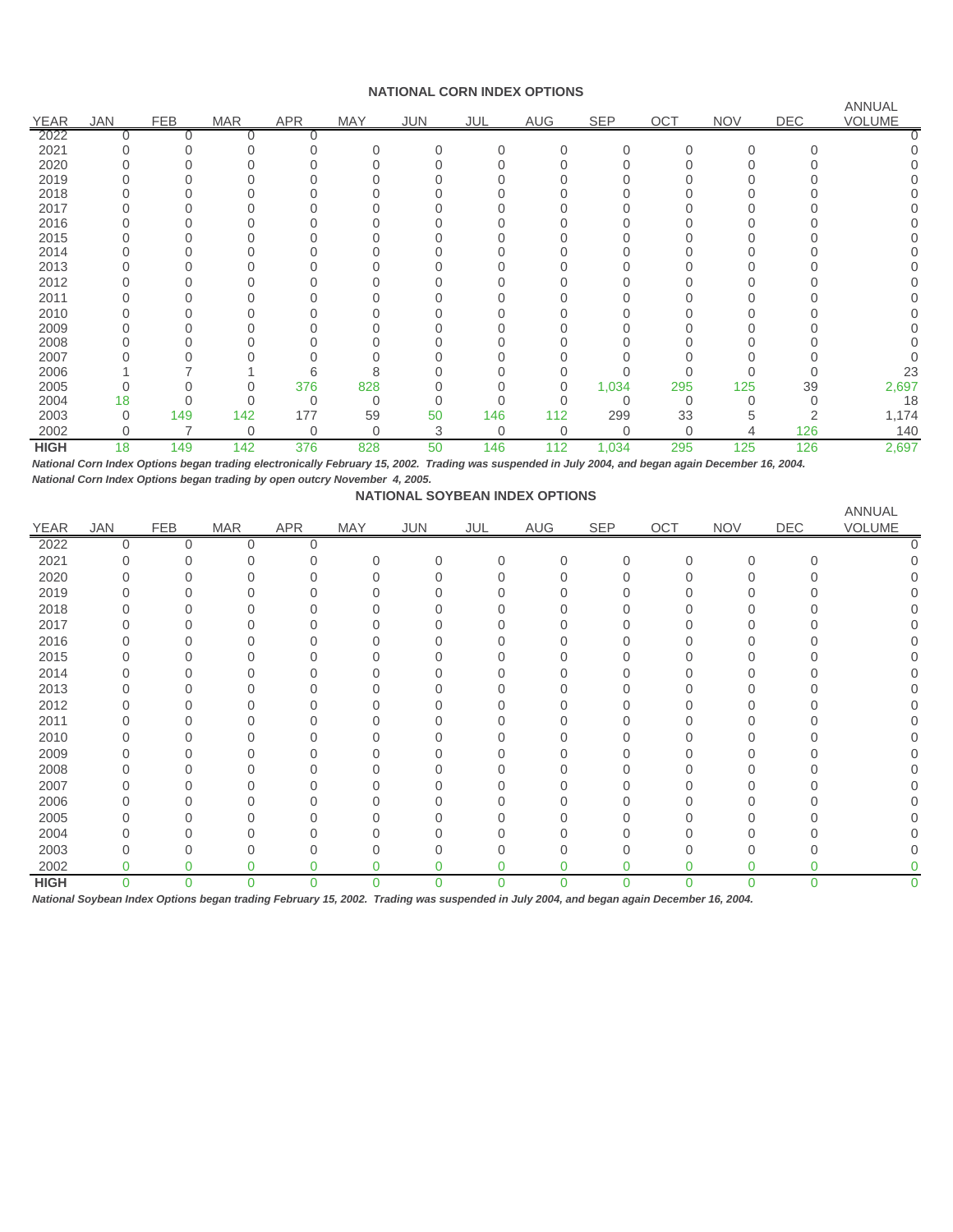## NATIONAL CORN INDEX OPTIONS

| YEAR | JAN | FEB | MAR | APR | MAY | JUN | JUL | AUG | SEP | OCT | NOV | DEC | ANNUAL VOLUME |
|---|---|---|---|---|---|---|---|---|---|---|---|---|---|
| 2022 | 0 | 0 | 0 | 0 | | | | | | | | | 0 |
| 2021 | 0 | 0 | 0 | 0 | 0 | 0 | 0 | 0 | 0 | 0 | 0 | 0 | 0 |
| 2020 | 0 | 0 | 0 | 0 | 0 | 0 | 0 | 0 | 0 | 0 | 0 | 0 | 0 |
| 2019 | 0 | 0 | 0 | 0 | 0 | 0 | 0 | 0 | 0 | 0 | 0 | 0 | 0 |
| 2018 | 0 | 0 | 0 | 0 | 0 | 0 | 0 | 0 | 0 | 0 | 0 | 0 | 0 |
| 2017 | 0 | 0 | 0 | 0 | 0 | 0 | 0 | 0 | 0 | 0 | 0 | 0 | 0 |
| 2016 | 0 | 0 | 0 | 0 | 0 | 0 | 0 | 0 | 0 | 0 | 0 | 0 | 0 |
| 2015 | 0 | 0 | 0 | 0 | 0 | 0 | 0 | 0 | 0 | 0 | 0 | 0 | 0 |
| 2014 | 0 | 0 | 0 | 0 | 0 | 0 | 0 | 0 | 0 | 0 | 0 | 0 | 0 |
| 2013 | 0 | 0 | 0 | 0 | 0 | 0 | 0 | 0 | 0 | 0 | 0 | 0 | 0 |
| 2012 | 0 | 0 | 0 | 0 | 0 | 0 | 0 | 0 | 0 | 0 | 0 | 0 | 0 |
| 2011 | 0 | 0 | 0 | 0 | 0 | 0 | 0 | 0 | 0 | 0 | 0 | 0 | 0 |
| 2010 | 0 | 0 | 0 | 0 | 0 | 0 | 0 | 0 | 0 | 0 | 0 | 0 | 0 |
| 2009 | 0 | 0 | 0 | 0 | 0 | 0 | 0 | 0 | 0 | 0 | 0 | 0 | 0 |
| 2008 | 0 | 0 | 0 | 0 | 0 | 0 | 0 | 0 | 0 | 0 | 0 | 0 | 0 |
| 2007 | 0 | 0 | 0 | 0 | 0 | 0 | 0 | 0 | 0 | 0 | 0 | 0 | 0 |
| 2006 | 1 | 7 | 1 | 6 | 8 | 0 | 0 | 0 | 0 | 0 | 0 | 0 | 23 |
| 2005 | 0 | 0 | 0 | 376 | 828 | 0 | 0 | 0 | 1,034 | 295 | 125 | 39 | 2,697 |
| 2004 | 18 | 0 | 0 | 0 | 0 | 0 | 0 | 0 | 0 | 0 | 0 | 0 | 18 |
| 2003 | 0 | 149 | 142 | 177 | 59 | 50 | 146 | 112 | 299 | 33 | 5 | 2 | 1,174 |
| 2002 | 0 | 7 | 0 | 0 | 0 | 3 | 0 | 0 | 0 | 0 | 4 | 126 | 140 |
| **HIGH** | 18 | 149 | 142 | 376 | 828 | 50 | 146 | 112 | 1,034 | 295 | 125 | 126 | 2,697 |

***National Corn Index Options began trading electronically February 15, 2002. Trading was suspended in July 2004, and began again December 16, 2004.***
***National Corn Index Options began trading by open outcry November 4, 2005.***

## NATIONAL SOYBEAN INDEX OPTIONS

| YEAR | JAN | FEB | MAR | APR | MAY | JUN | JUL | AUG | SEP | OCT | NOV | DEC | ANNUAL VOLUME |
|---|---|---|---|---|---|---|---|---|---|---|---|---|---|
| 2022 | 0 | 0 | 0 | 0 | | | | | | | | | 0 |
| 2021 | 0 | 0 | 0 | 0 | 0 | 0 | 0 | 0 | 0 | 0 | 0 | 0 | 0 |
| 2020 | 0 | 0 | 0 | 0 | 0 | 0 | 0 | 0 | 0 | 0 | 0 | 0 | 0 |
| 2019 | 0 | 0 | 0 | 0 | 0 | 0 | 0 | 0 | 0 | 0 | 0 | 0 | 0 |
| 2018 | 0 | 0 | 0 | 0 | 0 | 0 | 0 | 0 | 0 | 0 | 0 | 0 | 0 |
| 2017 | 0 | 0 | 0 | 0 | 0 | 0 | 0 | 0 | 0 | 0 | 0 | 0 | 0 |
| 2016 | 0 | 0 | 0 | 0 | 0 | 0 | 0 | 0 | 0 | 0 | 0 | 0 | 0 |
| 2015 | 0 | 0 | 0 | 0 | 0 | 0 | 0 | 0 | 0 | 0 | 0 | 0 | 0 |
| 2014 | 0 | 0 | 0 | 0 | 0 | 0 | 0 | 0 | 0 | 0 | 0 | 0 | 0 |
| 2013 | 0 | 0 | 0 | 0 | 0 | 0 | 0 | 0 | 0 | 0 | 0 | 0 | 0 |
| 2012 | 0 | 0 | 0 | 0 | 0 | 0 | 0 | 0 | 0 | 0 | 0 | 0 | 0 |
| 2011 | 0 | 0 | 0 | 0 | 0 | 0 | 0 | 0 | 0 | 0 | 0 | 0 | 0 |
| 2010 | 0 | 0 | 0 | 0 | 0 | 0 | 0 | 0 | 0 | 0 | 0 | 0 | 0 |
| 2009 | 0 | 0 | 0 | 0 | 0 | 0 | 0 | 0 | 0 | 0 | 0 | 0 | 0 |
| 2008 | 0 | 0 | 0 | 0 | 0 | 0 | 0 | 0 | 0 | 0 | 0 | 0 | 0 |
| 2007 | 0 | 0 | 0 | 0 | 0 | 0 | 0 | 0 | 0 | 0 | 0 | 0 | 0 |
| 2006 | 0 | 0 | 0 | 0 | 0 | 0 | 0 | 0 | 0 | 0 | 0 | 0 | 0 |
| 2005 | 0 | 0 | 0 | 0 | 0 | 0 | 0 | 0 | 0 | 0 | 0 | 0 | 0 |
| 2004 | 0 | 0 | 0 | 0 | 0 | 0 | 0 | 0 | 0 | 0 | 0 | 0 | 0 |
| 2003 | 0 | 0 | 0 | 0 | 0 | 0 | 0 | 0 | 0 | 0 | 0 | 0 | 0 |
| 2002 | 0 | 0 | 0 | 0 | 0 | 0 | 0 | 0 | 0 | 0 | 0 | 0 | 0 |
| **HIGH** | 0 | 0 | 0 | 0 | 0 | 0 | 0 | 0 | 0 | 0 | 0 | 0 | 0 |

***National Soybean Index Options began trading February 15, 2002. Trading was suspended in July 2004, and began again December 16, 2004.***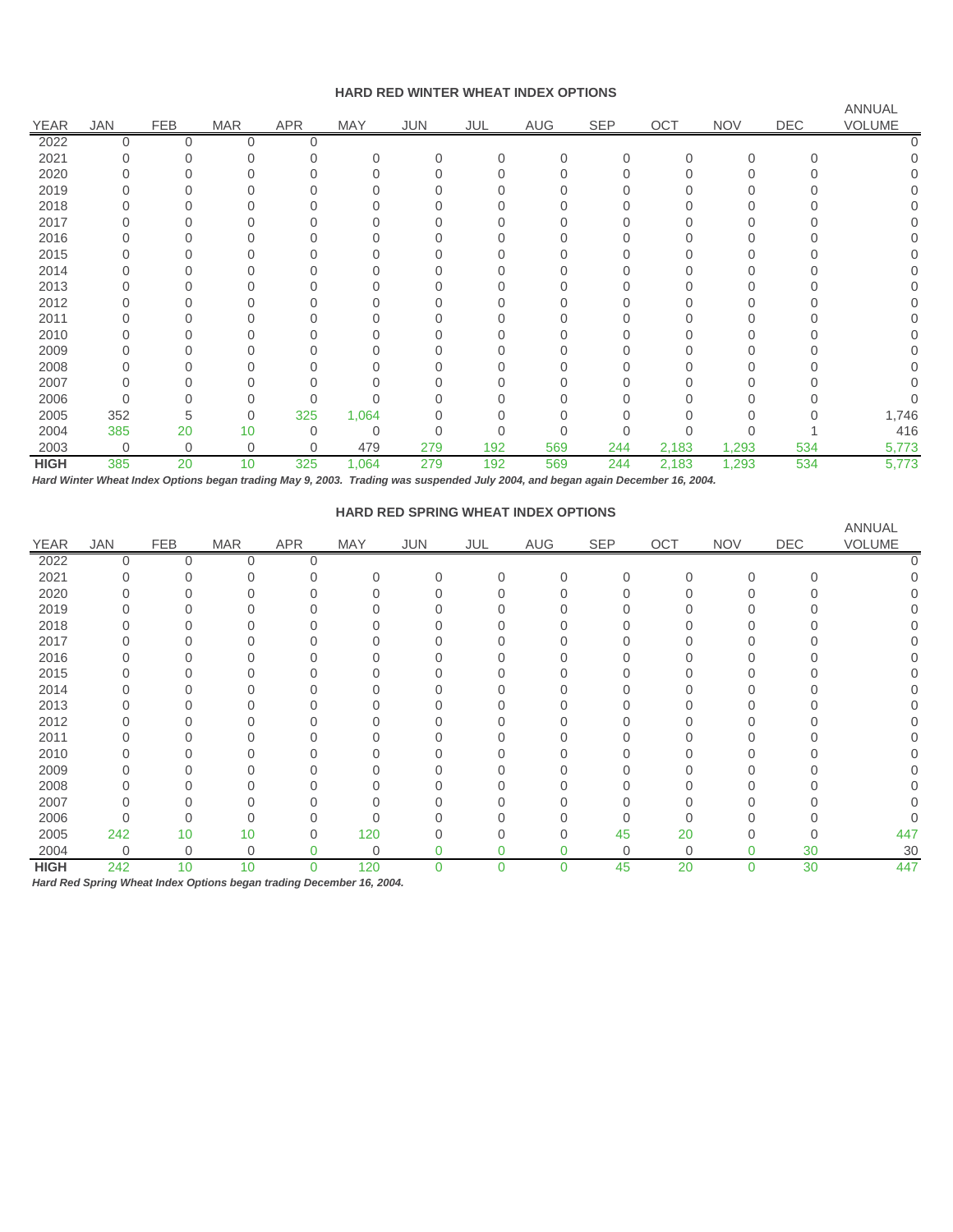### HARD RED WINTER WHEAT INDEX OPTIONS

| YEAR | JAN | FEB | MAR | APR | MAY | JUN | JUL | AUG | SEP | OCT | NOV | DEC | ANNUAL VOLUME |
|---|---|---|---|---|---|---|---|---|---|---|---|---|---|
| 2022 | 0 | 0 | 0 | 0 | | | | | | | | | 0 |
| 2021 | 0 | 0 | 0 | 0 | 0 | 0 | 0 | 0 | 0 | 0 | 0 | 0 | 0 |
| 2020 | 0 | 0 | 0 | 0 | 0 | 0 | 0 | 0 | 0 | 0 | 0 | 0 | 0 |
| 2019 | 0 | 0 | 0 | 0 | 0 | 0 | 0 | 0 | 0 | 0 | 0 | 0 | 0 |
| 2018 | 0 | 0 | 0 | 0 | 0 | 0 | 0 | 0 | 0 | 0 | 0 | 0 | 0 |
| 2017 | 0 | 0 | 0 | 0 | 0 | 0 | 0 | 0 | 0 | 0 | 0 | 0 | 0 |
| 2016 | 0 | 0 | 0 | 0 | 0 | 0 | 0 | 0 | 0 | 0 | 0 | 0 | 0 |
| 2015 | 0 | 0 | 0 | 0 | 0 | 0 | 0 | 0 | 0 | 0 | 0 | 0 | 0 |
| 2014 | 0 | 0 | 0 | 0 | 0 | 0 | 0 | 0 | 0 | 0 | 0 | 0 | 0 |
| 2013 | 0 | 0 | 0 | 0 | 0 | 0 | 0 | 0 | 0 | 0 | 0 | 0 | 0 |
| 2012 | 0 | 0 | 0 | 0 | 0 | 0 | 0 | 0 | 0 | 0 | 0 | 0 | 0 |
| 2011 | 0 | 0 | 0 | 0 | 0 | 0 | 0 | 0 | 0 | 0 | 0 | 0 | 0 |
| 2010 | 0 | 0 | 0 | 0 | 0 | 0 | 0 | 0 | 0 | 0 | 0 | 0 | 0 |
| 2009 | 0 | 0 | 0 | 0 | 0 | 0 | 0 | 0 | 0 | 0 | 0 | 0 | 0 |
| 2008 | 0 | 0 | 0 | 0 | 0 | 0 | 0 | 0 | 0 | 0 | 0 | 0 | 0 |
| 2007 | 0 | 0 | 0 | 0 | 0 | 0 | 0 | 0 | 0 | 0 | 0 | 0 | 0 |
| 2006 | 0 | 0 | 0 | 0 | 0 | 0 | 0 | 0 | 0 | 0 | 0 | 0 | 0 |
| 2005 | 352 | 5 | 0 | 325 | 1,064 | 0 | 0 | 0 | 0 | 0 | 0 | 0 | 1,746 |
| 2004 | 385 | 20 | 10 | 0 | 0 | 0 | 0 | 0 | 0 | 0 | 0 | 1 | 416 |
| 2003 | 0 | 0 | 0 | 0 | 479 | 279 | 192 | 569 | 244 | 2,183 | 1,293 | 534 | 5,773 |
| **HIGH** | 385 | 20 | 10 | 325 | 1,064 | 279 | 192 | 569 | 244 | 2,183 | 1,293 | 534 | 5,773 |

***Hard Winter Wheat Index Options began trading May 9, 2003. Trading was suspended July 2004, and began again December 16, 2004.***

### HARD RED SPRING WHEAT INDEX OPTIONS

| YEAR | JAN | FEB | MAR | APR | MAY | JUN | JUL | AUG | SEP | OCT | NOV | DEC | ANNUAL VOLUME |
|---|---|---|---|---|---|---|---|---|---|---|---|---|---|
| 2022 | 0 | 0 | 0 | 0 | | | | | | | | | 0 |
| 2021 | 0 | 0 | 0 | 0 | 0 | 0 | 0 | 0 | 0 | 0 | 0 | 0 | 0 |
| 2020 | 0 | 0 | 0 | 0 | 0 | 0 | 0 | 0 | 0 | 0 | 0 | 0 | 0 |
| 2019 | 0 | 0 | 0 | 0 | 0 | 0 | 0 | 0 | 0 | 0 | 0 | 0 | 0 |
| 2018 | 0 | 0 | 0 | 0 | 0 | 0 | 0 | 0 | 0 | 0 | 0 | 0 | 0 |
| 2017 | 0 | 0 | 0 | 0 | 0 | 0 | 0 | 0 | 0 | 0 | 0 | 0 | 0 |
| 2016 | 0 | 0 | 0 | 0 | 0 | 0 | 0 | 0 | 0 | 0 | 0 | 0 | 0 |
| 2015 | 0 | 0 | 0 | 0 | 0 | 0 | 0 | 0 | 0 | 0 | 0 | 0 | 0 |
| 2014 | 0 | 0 | 0 | 0 | 0 | 0 | 0 | 0 | 0 | 0 | 0 | 0 | 0 |
| 2013 | 0 | 0 | 0 | 0 | 0 | 0 | 0 | 0 | 0 | 0 | 0 | 0 | 0 |
| 2012 | 0 | 0 | 0 | 0 | 0 | 0 | 0 | 0 | 0 | 0 | 0 | 0 | 0 |
| 2011 | 0 | 0 | 0 | 0 | 0 | 0 | 0 | 0 | 0 | 0 | 0 | 0 | 0 |
| 2010 | 0 | 0 | 0 | 0 | 0 | 0 | 0 | 0 | 0 | 0 | 0 | 0 | 0 |
| 2009 | 0 | 0 | 0 | 0 | 0 | 0 | 0 | 0 | 0 | 0 | 0 | 0 | 0 |
| 2008 | 0 | 0 | 0 | 0 | 0 | 0 | 0 | 0 | 0 | 0 | 0 | 0 | 0 |
| 2007 | 0 | 0 | 0 | 0 | 0 | 0 | 0 | 0 | 0 | 0 | 0 | 0 | 0 |
| 2006 | 0 | 0 | 0 | 0 | 0 | 0 | 0 | 0 | 0 | 0 | 0 | 0 | 0 |
| 2005 | 242 | 10 | 10 | 0 | 120 | 0 | 0 | 0 | 45 | 20 | 0 | 0 | 447 |
| 2004 | 0 | 0 | 0 | 0 | 0 | 0 | 0 | 0 | 0 | 0 | 0 | 30 | 30 |
| **HIGH** | 242 | 10 | 10 | 0 | 120 | 0 | 0 | 0 | 45 | 20 | 0 | 30 | 447 |

***Hard Red Spring Wheat Index Options began trading December 16, 2004.***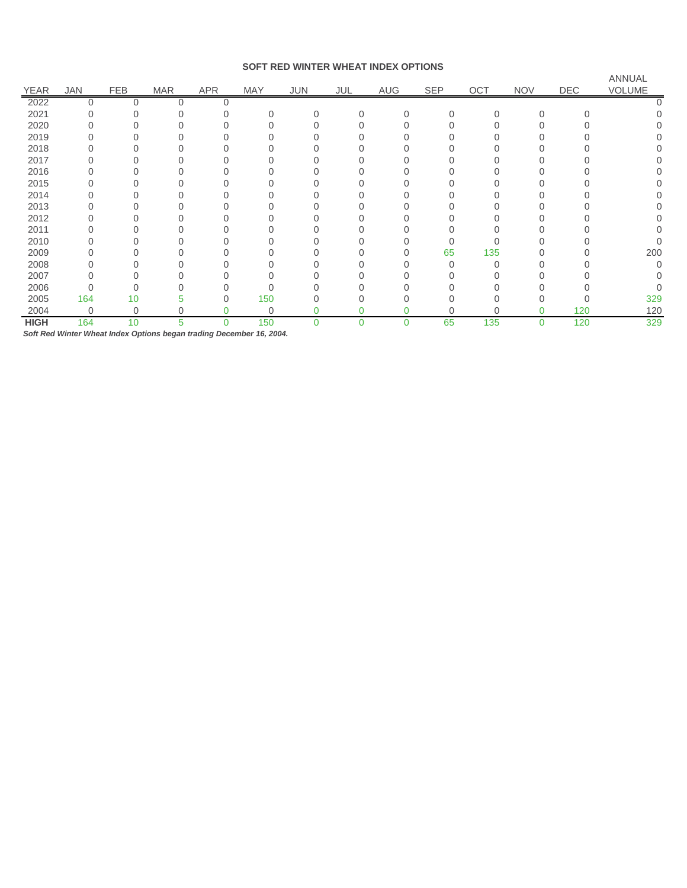**SOFT RED WINTER WHEAT INDEX OPTIONS**

| YEAR | JAN | FEB | MAR | APR | MAY | JUN | JUL | AUG | SEP | OCT | NOV | DEC | ANNUAL VOLUME |
|---|---|---|---|---|---|---|---|---|---|---|---|---|---|
| 2022 | 0 | 0 | 0 | 0 | | | | | | | | | 0 |
| 2021 | 0 | 0 | 0 | 0 | 0 | 0 | 0 | 0 | 0 | 0 | 0 | 0 | 0 |
| 2020 | 0 | 0 | 0 | 0 | 0 | 0 | 0 | 0 | 0 | 0 | 0 | 0 | 0 |
| 2019 | 0 | 0 | 0 | 0 | 0 | 0 | 0 | 0 | 0 | 0 | 0 | 0 | 0 |
| 2018 | 0 | 0 | 0 | 0 | 0 | 0 | 0 | 0 | 0 | 0 | 0 | 0 | 0 |
| 2017 | 0 | 0 | 0 | 0 | 0 | 0 | 0 | 0 | 0 | 0 | 0 | 0 | 0 |
| 2016 | 0 | 0 | 0 | 0 | 0 | 0 | 0 | 0 | 0 | 0 | 0 | 0 | 0 |
| 2015 | 0 | 0 | 0 | 0 | 0 | 0 | 0 | 0 | 0 | 0 | 0 | 0 | 0 |
| 2014 | 0 | 0 | 0 | 0 | 0 | 0 | 0 | 0 | 0 | 0 | 0 | 0 | 0 |
| 2013 | 0 | 0 | 0 | 0 | 0 | 0 | 0 | 0 | 0 | 0 | 0 | 0 | 0 |
| 2012 | 0 | 0 | 0 | 0 | 0 | 0 | 0 | 0 | 0 | 0 | 0 | 0 | 0 |
| 2011 | 0 | 0 | 0 | 0 | 0 | 0 | 0 | 0 | 0 | 0 | 0 | 0 | 0 |
| 2010 | 0 | 0 | 0 | 0 | 0 | 0 | 0 | 0 | 0 | 0 | 0 | 0 | 0 |
| 2009 | 0 | 0 | 0 | 0 | 0 | 0 | 0 | 0 | 65 | 135 | 0 | 0 | 200 |
| 2008 | 0 | 0 | 0 | 0 | 0 | 0 | 0 | 0 | 0 | 0 | 0 | 0 | 0 |
| 2007 | 0 | 0 | 0 | 0 | 0 | 0 | 0 | 0 | 0 | 0 | 0 | 0 | 0 |
| 2006 | 0 | 0 | 0 | 0 | 0 | 0 | 0 | 0 | 0 | 0 | 0 | 0 | 0 |
| 2005 | 164 | 10 | 5 | 0 | 150 | 0 | 0 | 0 | 0 | 0 | 0 | 0 | 329 |
| 2004 | 0 | 0 | 0 | 0 | 0 | 0 | 0 | 0 | 0 | 0 | 0 | 120 | 120 |
| **HIGH** | 164 | 10 | 5 | 0 | 150 | 0 | 0 | 0 | 65 | 135 | 0 | 120 | 329 |

***Soft Red Winter Wheat Index Options began trading December 16, 2004.***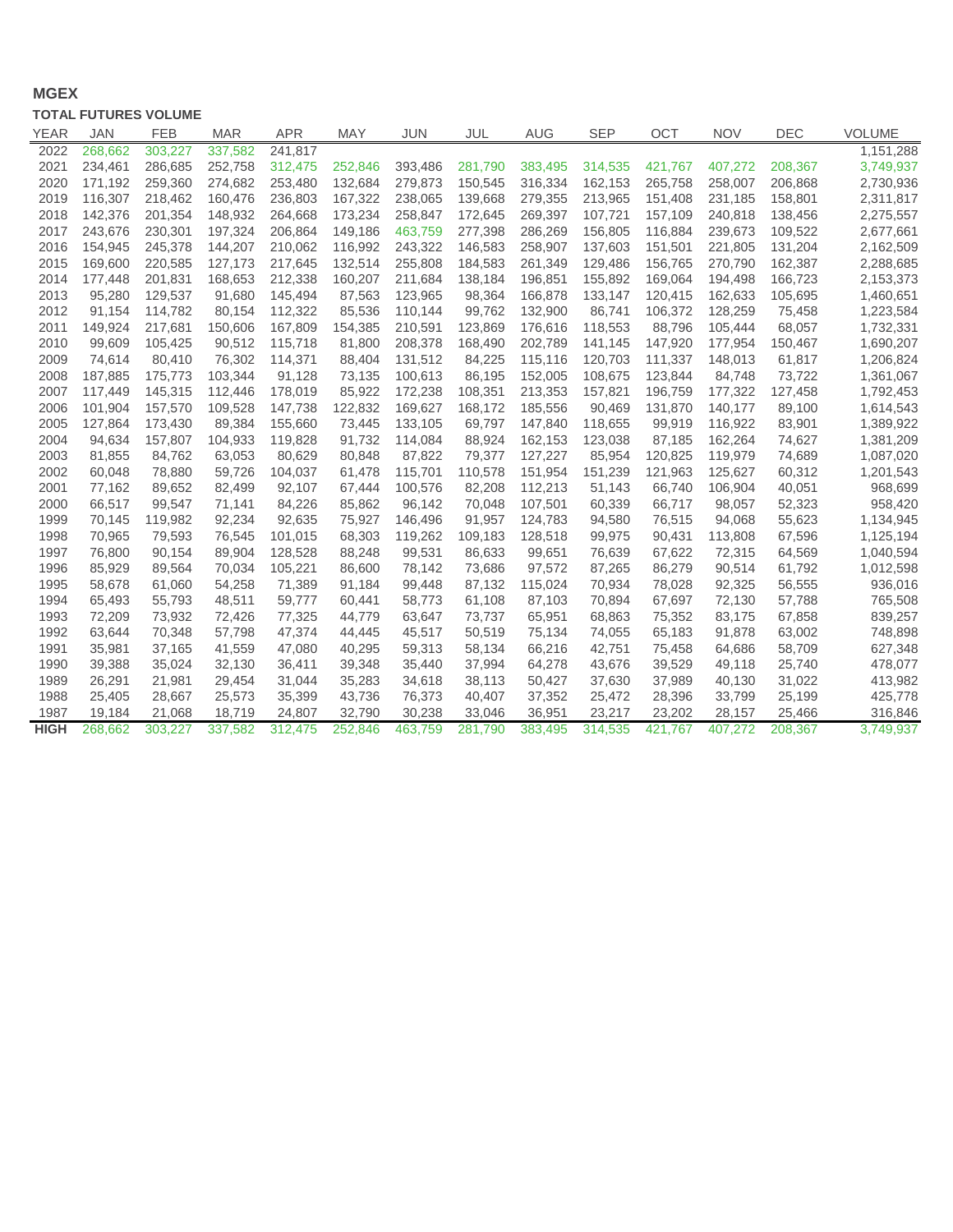**MGEX**

**TOTAL FUTURES VOLUME**

| YEAR | JAN | FEB | MAR | APR | MAY | JUN | JUL | AUG | SEP | OCT | NOV | DEC | VOLUME |
|---|---|---|---|---|---|---|---|---|---|---|---|---|---|
| 2022 | 268,662 | 303,227 | 337,582 | 241,817 | | | | | | | | | 1,151,288 |
| 2021 | 234,461 | 286,685 | 252,758 | 312,475 | 252,846 | 393,486 | 281,790 | 383,495 | 314,535 | 421,767 | 407,272 | 208,367 | 3,749,937 |
| 2020 | 171,192 | 259,360 | 274,682 | 253,480 | 132,684 | 279,873 | 150,545 | 316,334 | 162,153 | 265,758 | 258,007 | 206,868 | 2,730,936 |
| 2019 | 116,307 | 218,462 | 160,476 | 236,803 | 167,322 | 238,065 | 139,668 | 279,355 | 213,965 | 151,408 | 231,185 | 158,801 | 2,311,817 |
| 2018 | 142,376 | 201,354 | 148,932 | 264,668 | 173,234 | 258,847 | 172,645 | 269,397 | 107,721 | 157,109 | 240,818 | 138,456 | 2,275,557 |
| 2017 | 243,676 | 230,301 | 197,324 | 206,864 | 149,186 | 463,759 | 277,398 | 286,269 | 156,805 | 116,884 | 239,673 | 109,522 | 2,677,661 |
| 2016 | 154,945 | 245,378 | 144,207 | 210,062 | 116,992 | 243,322 | 146,583 | 258,907 | 137,603 | 151,501 | 221,805 | 131,204 | 2,162,509 |
| 2015 | 169,600 | 220,585 | 127,173 | 217,645 | 132,514 | 255,808 | 184,583 | 261,349 | 129,486 | 156,765 | 270,790 | 162,387 | 2,288,685 |
| 2014 | 177,448 | 201,831 | 168,653 | 212,338 | 160,207 | 211,684 | 138,184 | 196,851 | 155,892 | 169,064 | 194,498 | 166,723 | 2,153,373 |
| 2013 | 95,280 | 129,537 | 91,680 | 145,494 | 87,563 | 123,965 | 98,364 | 166,878 | 133,147 | 120,415 | 162,633 | 105,695 | 1,460,651 |
| 2012 | 91,154 | 114,782 | 80,154 | 112,322 | 85,536 | 110,144 | 99,762 | 132,900 | 86,741 | 106,372 | 128,259 | 75,458 | 1,223,584 |
| 2011 | 149,924 | 217,681 | 150,606 | 167,809 | 154,385 | 210,591 | 123,869 | 176,616 | 118,553 | 88,796 | 105,444 | 68,057 | 1,732,331 |
| 2010 | 99,609 | 105,425 | 90,512 | 115,718 | 81,800 | 208,378 | 168,490 | 202,789 | 141,145 | 147,920 | 177,954 | 150,467 | 1,690,207 |
| 2009 | 74,614 | 80,410 | 76,302 | 114,371 | 88,404 | 131,512 | 84,225 | 115,116 | 120,703 | 111,337 | 148,013 | 61,817 | 1,206,824 |
| 2008 | 187,885 | 175,773 | 103,344 | 91,128 | 73,135 | 100,613 | 86,195 | 152,005 | 108,675 | 123,844 | 84,748 | 73,722 | 1,361,067 |
| 2007 | 117,449 | 145,315 | 112,446 | 178,019 | 85,922 | 172,238 | 108,351 | 213,353 | 157,821 | 196,759 | 177,322 | 127,458 | 1,792,453 |
| 2006 | 101,904 | 157,570 | 109,528 | 147,738 | 122,832 | 169,627 | 168,172 | 185,556 | 90,469 | 131,870 | 140,177 | 89,100 | 1,614,543 |
| 2005 | 127,864 | 173,430 | 89,384 | 155,660 | 73,445 | 133,105 | 69,797 | 147,840 | 118,655 | 99,919 | 116,922 | 83,901 | 1,389,922 |
| 2004 | 94,634 | 157,807 | 104,933 | 119,828 | 91,732 | 114,084 | 88,924 | 162,153 | 123,038 | 87,185 | 162,264 | 74,627 | 1,381,209 |
| 2003 | 81,855 | 84,762 | 63,053 | 80,629 | 80,848 | 87,822 | 79,377 | 127,227 | 85,954 | 120,825 | 119,979 | 74,689 | 1,087,020 |
| 2002 | 60,048 | 78,880 | 59,726 | 104,037 | 61,478 | 115,701 | 110,578 | 151,954 | 151,239 | 121,963 | 125,627 | 60,312 | 1,201,543 |
| 2001 | 77,162 | 89,652 | 82,499 | 92,107 | 67,444 | 100,576 | 82,208 | 112,213 | 51,143 | 66,740 | 106,904 | 40,051 | 968,699 |
| 2000 | 66,517 | 99,547 | 71,141 | 84,226 | 85,862 | 96,142 | 70,048 | 107,501 | 60,339 | 66,717 | 98,057 | 52,323 | 958,420 |
| 1999 | 70,145 | 119,982 | 92,234 | 92,635 | 75,927 | 146,496 | 91,957 | 124,783 | 94,580 | 76,515 | 94,068 | 55,623 | 1,134,945 |
| 1998 | 70,965 | 79,593 | 76,545 | 101,015 | 68,303 | 119,262 | 109,183 | 128,518 | 99,975 | 90,431 | 113,808 | 67,596 | 1,125,194 |
| 1997 | 76,800 | 90,154 | 89,904 | 128,528 | 88,248 | 99,531 | 86,633 | 99,651 | 76,639 | 67,622 | 72,315 | 64,569 | 1,040,594 |
| 1996 | 85,929 | 89,564 | 70,034 | 105,221 | 86,600 | 78,142 | 73,686 | 97,572 | 87,265 | 86,279 | 90,514 | 61,792 | 1,012,598 |
| 1995 | 58,678 | 61,060 | 54,258 | 71,389 | 91,184 | 99,448 | 87,132 | 115,024 | 70,934 | 78,028 | 92,325 | 56,555 | 936,016 |
| 1994 | 65,493 | 55,793 | 48,511 | 59,777 | 60,441 | 58,773 | 61,108 | 87,103 | 70,894 | 67,697 | 72,130 | 57,788 | 765,508 |
| 1993 | 72,209 | 73,932 | 72,426 | 77,325 | 44,779 | 63,647 | 73,737 | 65,951 | 68,863 | 75,352 | 83,175 | 67,858 | 839,257 |
| 1992 | 63,644 | 70,348 | 57,798 | 47,374 | 44,445 | 45,517 | 50,519 | 75,134 | 74,055 | 65,183 | 91,878 | 63,002 | 748,898 |
| 1991 | 35,981 | 37,165 | 41,559 | 47,080 | 40,295 | 59,313 | 58,134 | 66,216 | 42,751 | 75,458 | 64,686 | 58,709 | 627,348 |
| 1990 | 39,388 | 35,024 | 32,130 | 36,411 | 39,348 | 35,440 | 37,994 | 64,278 | 43,676 | 39,529 | 49,118 | 25,740 | 478,077 |
| 1989 | 26,291 | 21,981 | 29,454 | 31,044 | 35,283 | 34,618 | 38,113 | 50,427 | 37,630 | 37,989 | 40,130 | 31,022 | 413,982 |
| 1988 | 25,405 | 28,667 | 25,573 | 35,399 | 43,736 | 76,373 | 40,407 | 37,352 | 25,472 | 28,396 | 33,799 | 25,199 | 425,778 |
| 1987 | 19,184 | 21,068 | 18,719 | 24,807 | 32,790 | 30,238 | 33,046 | 36,951 | 23,217 | 23,202 | 28,157 | 25,466 | 316,846 |
| **HIGH** | 268,662 | 303,227 | 337,582 | 312,475 | 252,846 | 463,759 | 281,790 | 383,495 | 314,535 | 421,767 | 407,272 | 208,367 | 3,749,937 |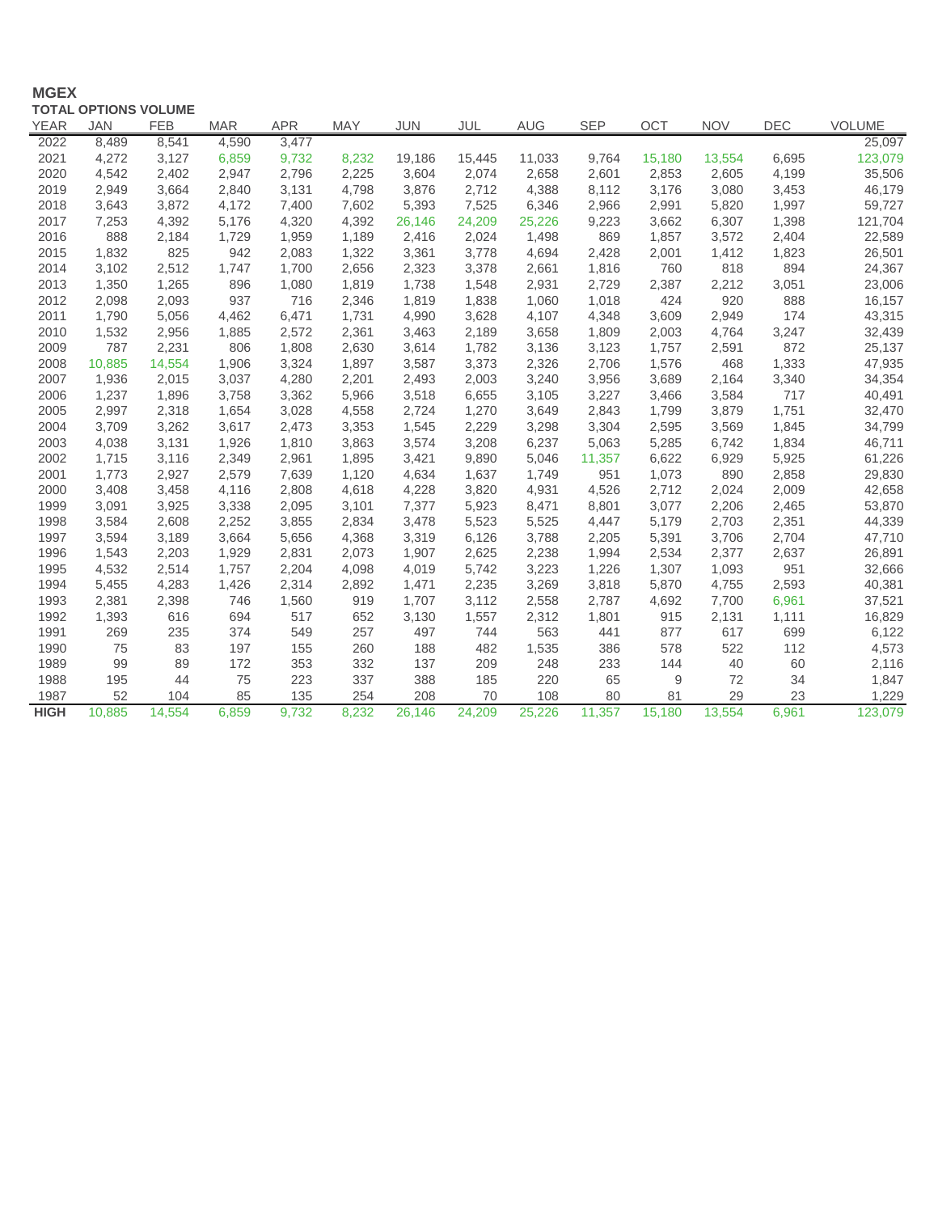# MGEX

**TOTAL OPTIONS VOLUME**

| YEAR | JAN | FEB | MAR | APR | MAY | JUN | JUL | AUG | SEP | OCT | NOV | DEC | VOLUME |
|---|---|---|---|---|---|---|---|---|---|---|---|---|---|
| 2022 | 8,489 | 8,541 | 4,590 | 3,477 | | | | | | | | | 25,097 |
| 2021 | 4,272 | 3,127 | 6,859 | 9,732 | 8,232 | 19,186 | 15,445 | 11,033 | 9,764 | 15,180 | 13,554 | 6,695 | 123,079 |
| 2020 | 4,542 | 2,402 | 2,947 | 2,796 | 2,225 | 3,604 | 2,074 | 2,658 | 2,601 | 2,853 | 2,605 | 4,199 | 35,506 |
| 2019 | 2,949 | 3,664 | 2,840 | 3,131 | 4,798 | 3,876 | 2,712 | 4,388 | 8,112 | 3,176 | 3,080 | 3,453 | 46,179 |
| 2018 | 3,643 | 3,872 | 4,172 | 7,400 | 7,602 | 5,393 | 7,525 | 6,346 | 2,966 | 2,991 | 5,820 | 1,997 | 59,727 |
| 2017 | 7,253 | 4,392 | 5,176 | 4,320 | 4,392 | 26,146 | 24,209 | 25,226 | 9,223 | 3,662 | 6,307 | 1,398 | 121,704 |
| 2016 | 888 | 2,184 | 1,729 | 1,959 | 1,189 | 2,416 | 2,024 | 1,498 | 869 | 1,857 | 3,572 | 2,404 | 22,589 |
| 2015 | 1,832 | 825 | 942 | 2,083 | 1,322 | 3,361 | 3,778 | 4,694 | 2,428 | 2,001 | 1,412 | 1,823 | 26,501 |
| 2014 | 3,102 | 2,512 | 1,747 | 1,700 | 2,656 | 2,323 | 3,378 | 2,661 | 1,816 | 760 | 818 | 894 | 24,367 |
| 2013 | 1,350 | 1,265 | 896 | 1,080 | 1,819 | 1,738 | 1,548 | 2,931 | 2,729 | 2,387 | 2,212 | 3,051 | 23,006 |
| 2012 | 2,098 | 2,093 | 937 | 716 | 2,346 | 1,819 | 1,838 | 1,060 | 1,018 | 424 | 920 | 888 | 16,157 |
| 2011 | 1,790 | 5,056 | 4,462 | 6,471 | 1,731 | 4,990 | 3,628 | 4,107 | 4,348 | 3,609 | 2,949 | 174 | 43,315 |
| 2010 | 1,532 | 2,956 | 1,885 | 2,572 | 2,361 | 3,463 | 2,189 | 3,658 | 1,809 | 2,003 | 4,764 | 3,247 | 32,439 |
| 2009 | 787 | 2,231 | 806 | 1,808 | 2,630 | 3,614 | 1,782 | 3,136 | 3,123 | 1,757 | 2,591 | 872 | 25,137 |
| 2008 | 10,885 | 14,554 | 1,906 | 3,324 | 1,897 | 3,587 | 3,373 | 2,326 | 2,706 | 1,576 | 468 | 1,333 | 47,935 |
| 2007 | 1,936 | 2,015 | 3,037 | 4,280 | 2,201 | 2,493 | 2,003 | 3,240 | 3,956 | 3,689 | 2,164 | 3,340 | 34,354 |
| 2006 | 1,237 | 1,896 | 3,758 | 3,362 | 5,966 | 3,518 | 6,655 | 3,105 | 3,227 | 3,466 | 3,584 | 717 | 40,491 |
| 2005 | 2,997 | 2,318 | 1,654 | 3,028 | 4,558 | 2,724 | 1,270 | 3,649 | 2,843 | 1,799 | 3,879 | 1,751 | 32,470 |
| 2004 | 3,709 | 3,262 | 3,617 | 2,473 | 3,353 | 1,545 | 2,229 | 3,298 | 3,304 | 2,595 | 3,569 | 1,845 | 34,799 |
| 2003 | 4,038 | 3,131 | 1,926 | 1,810 | 3,863 | 3,574 | 3,208 | 6,237 | 5,063 | 5,285 | 6,742 | 1,834 | 46,711 |
| 2002 | 1,715 | 3,116 | 2,349 | 2,961 | 1,895 | 3,421 | 9,890 | 5,046 | 11,357 | 6,622 | 6,929 | 5,925 | 61,226 |
| 2001 | 1,773 | 2,927 | 2,579 | 7,639 | 1,120 | 4,634 | 1,637 | 1,749 | 951 | 1,073 | 890 | 2,858 | 29,830 |
| 2000 | 3,408 | 3,458 | 4,116 | 2,808 | 4,618 | 4,228 | 3,820 | 4,931 | 4,526 | 2,712 | 2,024 | 2,009 | 42,658 |
| 1999 | 3,091 | 3,925 | 3,338 | 2,095 | 3,101 | 7,377 | 5,923 | 8,471 | 8,801 | 3,077 | 2,206 | 2,465 | 53,870 |
| 1998 | 3,584 | 2,608 | 2,252 | 3,855 | 2,834 | 3,478 | 5,523 | 5,525 | 4,447 | 5,179 | 2,703 | 2,351 | 44,339 |
| 1997 | 3,594 | 3,189 | 3,664 | 5,656 | 4,368 | 3,319 | 6,126 | 3,788 | 2,205 | 5,391 | 3,706 | 2,704 | 47,710 |
| 1996 | 1,543 | 2,203 | 1,929 | 2,831 | 2,073 | 1,907 | 2,625 | 2,238 | 1,994 | 2,534 | 2,377 | 2,637 | 26,891 |
| 1995 | 4,532 | 2,514 | 1,757 | 2,204 | 4,098 | 4,019 | 5,742 | 3,223 | 1,226 | 1,307 | 1,093 | 951 | 32,666 |
| 1994 | 5,455 | 4,283 | 1,426 | 2,314 | 2,892 | 1,471 | 2,235 | 3,269 | 3,818 | 5,870 | 4,755 | 2,593 | 40,381 |
| 1993 | 2,381 | 2,398 | 746 | 1,560 | 919 | 1,707 | 3,112 | 2,558 | 2,787 | 4,692 | 7,700 | 6,961 | 37,521 |
| 1992 | 1,393 | 616 | 694 | 517 | 652 | 3,130 | 1,557 | 2,312 | 1,801 | 915 | 2,131 | 1,111 | 16,829 |
| 1991 | 269 | 235 | 374 | 549 | 257 | 497 | 744 | 563 | 441 | 877 | 617 | 699 | 6,122 |
| 1990 | 75 | 83 | 197 | 155 | 260 | 188 | 482 | 1,535 | 386 | 578 | 522 | 112 | 4,573 |
| 1989 | 99 | 89 | 172 | 353 | 332 | 137 | 209 | 248 | 233 | 144 | 40 | 60 | 2,116 |
| 1988 | 195 | 44 | 75 | 223 | 337 | 388 | 185 | 220 | 65 | 9 | 72 | 34 | 1,847 |
| 1987 | 52 | 104 | 85 | 135 | 254 | 208 | 70 | 108 | 80 | 81 | 29 | 23 | 1,229 |
| **HIGH** | 10,885 | 14,554 | 6,859 | 9,732 | 8,232 | 26,146 | 24,209 | 25,226 | 11,357 | 15,180 | 13,554 | 6,961 | 123,079 |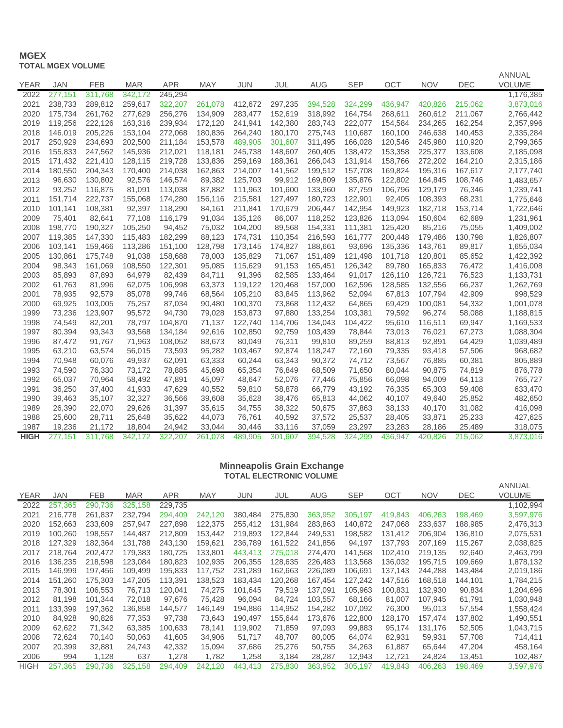## MGEX

### TOTAL MGEX VOLUME

| YEAR | JAN | FEB | MAR | APR | MAY | JUN | JUL | AUG | SEP | OCT | NOV | DEC | ANNUAL VOLUME |
|---|---|---|---|---|---|---|---|---|---|---|---|---|---|
| 2022 | 277,151 | 311,768 | 342,172 | 245,294 | | | | | | | | | 1,176,385 |
| 2021 | 238,733 | 289,812 | 259,617 | 322,207 | 261,078 | 412,672 | 297,235 | 394,528 | 324,299 | 436,947 | 420,826 | 215,062 | 3,873,016 |
| 2020 | 175,734 | 261,762 | 277,629 | 256,276 | 134,909 | 283,477 | 152,619 | 318,992 | 164,754 | 268,611 | 260,612 | 211,067 | 2,766,442 |
| 2019 | 119,256 | 222,126 | 163,316 | 239,934 | 172,120 | 241,941 | 142,380 | 283,743 | 222,077 | 154,584 | 234,265 | 162,254 | 2,357,996 |
| 2018 | 146,019 | 205,226 | 153,104 | 272,068 | 180,836 | 264,240 | 180,170 | 275,743 | 110,687 | 160,100 | 246,638 | 140,453 | 2,335,284 |
| 2017 | 250,929 | 234,693 | 202,500 | 211,184 | 153,578 | 489,905 | 301,607 | 311,495 | 166,028 | 120,546 | 245,980 | 110,920 | 2,799,365 |
| 2016 | 155,833 | 247,562 | 145,936 | 212,021 | 118,181 | 245,738 | 148,607 | 260,405 | 138,472 | 153,358 | 225,377 | 133,608 | 2,185,098 |
| 2015 | 171,432 | 221,410 | 128,115 | 219,728 | 133,836 | 259,169 | 188,361 | 266,043 | 131,914 | 158,766 | 272,202 | 164,210 | 2,315,186 |
| 2014 | 180,550 | 204,343 | 170,400 | 214,038 | 162,863 | 214,007 | 141,562 | 199,512 | 157,708 | 169,824 | 195,316 | 167,617 | 2,177,740 |
| 2013 | 96,630 | 130,802 | 92,576 | 146,574 | 89,382 | 125,703 | 99,912 | 169,809 | 135,876 | 122,802 | 164,845 | 108,746 | 1,483,657 |
| 2012 | 93,252 | 116,875 | 81,091 | 113,038 | 87,882 | 111,963 | 101,600 | 133,960 | 87,759 | 106,796 | 129,179 | 76,346 | 1,239,741 |
| 2011 | 151,714 | 222,737 | 155,068 | 174,280 | 156,116 | 215,581 | 127,497 | 180,723 | 122,901 | 92,405 | 108,393 | 68,231 | 1,775,646 |
| 2010 | 101,141 | 108,381 | 92,397 | 118,290 | 84,161 | 211,841 | 170,679 | 206,447 | 142,954 | 149,923 | 182,718 | 153,714 | 1,722,646 |
| 2009 | 75,401 | 82,641 | 77,108 | 116,179 | 91,034 | 135,126 | 86,007 | 118,252 | 123,826 | 113,094 | 150,604 | 62,689 | 1,231,961 |
| 2008 | 198,770 | 190,327 | 105,250 | 94,452 | 75,032 | 104,200 | 89,568 | 154,331 | 111,381 | 125,420 | 85,216 | 75,055 | 1,409,002 |
| 2007 | 119,385 | 147,330 | 115,483 | 182,299 | 88,123 | 174,731 | 110,354 | 216,593 | 161,777 | 200,448 | 179,486 | 130,798 | 1,826,807 |
| 2006 | 103,141 | 159,466 | 113,286 | 151,100 | 128,798 | 173,145 | 174,827 | 188,661 | 93,696 | 135,336 | 143,761 | 89,817 | 1,655,034 |
| 2005 | 130,861 | 175,748 | 91,038 | 158,688 | 78,003 | 135,829 | 71,067 | 151,489 | 121,498 | 101,718 | 120,801 | 85,652 | 1,422,392 |
| 2004 | 98,343 | 161,069 | 108,550 | 122,301 | 95,085 | 115,629 | 91,153 | 165,451 | 126,342 | 89,780 | 165,833 | 76,472 | 1,416,008 |
| 2003 | 85,893 | 87,893 | 64,979 | 82,439 | 84,711 | 91,396 | 82,585 | 133,464 | 91,017 | 126,110 | 126,721 | 76,523 | 1,133,731 |
| 2002 | 61,763 | 81,996 | 62,075 | 106,998 | 63,373 | 119,122 | 120,468 | 157,000 | 162,596 | 128,585 | 132,556 | 66,237 | 1,262,769 |
| 2001 | 78,935 | 92,579 | 85,078 | 99,746 | 68,564 | 105,210 | 83,845 | 113,962 | 52,094 | 67,813 | 107,794 | 42,909 | 998,529 |
| 2000 | 69,925 | 103,005 | 75,257 | 87,034 | 90,480 | 100,370 | 73,868 | 112,432 | 64,865 | 69,429 | 100,081 | 54,332 | 1,001,078 |
| 1999 | 73,236 | 123,907 | 95,572 | 94,730 | 79,028 | 153,873 | 97,880 | 133,254 | 103,381 | 79,592 | 96,274 | 58,088 | 1,188,815 |
| 1998 | 74,549 | 82,201 | 78,797 | 104,870 | 71,137 | 122,740 | 114,706 | 134,043 | 104,422 | 95,610 | 116,511 | 69,947 | 1,169,533 |
| 1997 | 80,394 | 93,343 | 93,568 | 134,184 | 92,616 | 102,850 | 92,759 | 103,439 | 78,844 | 73,013 | 76,021 | 67,273 | 1,088,304 |
| 1996 | 87,472 | 91,767 | 71,963 | 108,052 | 88,673 | 80,049 | 76,311 | 99,810 | 89,259 | 88,813 | 92,891 | 64,429 | 1,039,489 |
| 1995 | 63,210 | 63,574 | 56,015 | 73,593 | 95,282 | 103,467 | 92,874 | 118,247 | 72,160 | 79,335 | 93,418 | 57,506 | 968,682 |
| 1994 | 70,948 | 60,076 | 49,937 | 62,091 | 63,333 | 60,244 | 63,343 | 90,372 | 74,712 | 73,567 | 76,885 | 60,381 | 805,889 |
| 1993 | 74,590 | 76,330 | 73,172 | 78,885 | 45,698 | 65,354 | 76,849 | 68,509 | 71,650 | 80,044 | 90,875 | 74,819 | 876,778 |
| 1992 | 65,037 | 70,964 | 58,492 | 47,891 | 45,097 | 48,647 | 52,076 | 77,446 | 75,856 | 66,098 | 94,009 | 64,113 | 765,727 |
| 1991 | 36,250 | 37,400 | 41,933 | 47,629 | 40,552 | 59,810 | 58,878 | 66,779 | 43,192 | 76,335 | 65,303 | 59,408 | 633,470 |
| 1990 | 39,463 | 35,107 | 32,327 | 36,566 | 39,608 | 35,628 | 38,476 | 65,813 | 44,062 | 40,107 | 49,640 | 25,852 | 482,650 |
| 1989 | 26,390 | 22,070 | 29,626 | 31,397 | 35,615 | 34,755 | 38,322 | 50,675 | 37,863 | 38,133 | 40,170 | 31,082 | 416,098 |
| 1988 | 25,600 | 28,711 | 25,648 | 35,622 | 44,073 | 76,761 | 40,592 | 37,572 | 25,537 | 28,405 | 33,871 | 25,233 | 427,625 |
| 1987 | 19,236 | 21,172 | 18,804 | 24,942 | 33,044 | 30,446 | 33,116 | 37,059 | 23,297 | 23,283 | 28,186 | 25,489 | 318,075 |
| **HIGH** | 277,151 | 311,768 | 342,172 | 322,207 | 261,078 | 489,905 | 301,607 | 394,528 | 324,299 | 436,947 | 420,826 | 215,062 | 3,873,016 |

## Minneapolis Grain Exchange

### TOTAL ELECTRONIC VOLUME

| YEAR | JAN | FEB | MAR | APR | MAY | JUN | JUL | AUG | SEP | OCT | NOV | DEC | ANNUAL VOLUME |
|---|---|---|---|---|---|---|---|---|---|---|---|---|---|
| 2022 | 257,365 | 290,736 | 325,158 | 229,735 | | | | | | | | | 1,102,994 |
| 2021 | 216,778 | 261,837 | 232,794 | 294,409 | 242,120 | 380,484 | 275,830 | 363,952 | 305,197 | 419,843 | 406,263 | 198,469 | 3,597,976 |
| 2020 | 152,663 | 233,609 | 257,947 | 227,898 | 122,375 | 255,412 | 131,984 | 283,863 | 140,872 | 247,068 | 233,637 | 188,985 | 2,476,313 |
| 2019 | 100,260 | 198,557 | 144,487 | 212,809 | 153,442 | 219,893 | 122,844 | 249,531 | 198,582 | 131,412 | 206,904 | 136,810 | 2,075,531 |
| 2018 | 127,329 | 182,364 | 131,788 | 243,130 | 159,621 | 236,789 | 161,522 | 241,856 | 94,197 | 137,793 | 207,169 | 115,267 | 2,038,825 |
| 2017 | 218,764 | 202,472 | 179,383 | 180,725 | 133,801 | 443,413 | 275,018 | 274,470 | 141,568 | 102,410 | 219,135 | 92,640 | 2,463,799 |
| 2016 | 136,235 | 218,598 | 123,084 | 180,823 | 102,935 | 206,355 | 128,635 | 226,483 | 113,568 | 136,032 | 195,715 | 109,669 | 1,878,132 |
| 2015 | 146,999 | 197,456 | 109,499 | 195,833 | 117,752 | 231,289 | 162,663 | 226,089 | 106,691 | 137,143 | 244,288 | 143,484 | 2,019,186 |
| 2014 | 151,260 | 175,303 | 147,205 | 113,391 | 138,523 | 183,434 | 120,268 | 167,454 | 127,242 | 147,516 | 168,518 | 144,101 | 1,784,215 |
| 2013 | 78,301 | 106,553 | 76,713 | 120,041 | 74,275 | 101,645 | 79,519 | 137,091 | 105,963 | 100,831 | 132,930 | 90,834 | 1,204,696 |
| 2012 | 81,198 | 101,344 | 72,018 | 97,676 | 75,428 | 96,094 | 84,724 | 103,557 | 68,166 | 81,007 | 107,945 | 61,791 | 1,030,948 |
| 2011 | 133,399 | 197,362 | 136,858 | 144,577 | 146,149 | 194,886 | 114,952 | 154,282 | 107,092 | 76,300 | 95,013 | 57,554 | 1,558,424 |
| 2010 | 84,928 | 90,826 | 77,353 | 97,738 | 73,643 | 190,497 | 155,644 | 173,676 | 122,800 | 128,170 | 157,474 | 137,802 | 1,490,551 |
| 2009 | 62,622 | 71,342 | 63,385 | 100,633 | 78,141 | 119,902 | 71,859 | 97,093 | 99,883 | 95,174 | 131,176 | 52,505 | 1,043,715 |
| 2008 | 72,624 | 70,140 | 50,063 | 41,605 | 34,906 | 51,717 | 48,707 | 80,005 | 64,074 | 82,931 | 59,931 | 57,708 | 714,411 |
| 2007 | 20,399 | 32,881 | 24,743 | 42,332 | 15,094 | 37,686 | 25,276 | 50,755 | 34,263 | 61,887 | 65,644 | 47,204 | 458,164 |
| 2006 | 994 | 1,128 | 637 | 1,278 | 1,782 | 1,258 | 3,184 | 28,287 | 12,943 | 12,721 | 24,824 | 13,451 | 102,487 |
| HIGH | 257,365 | 290,736 | 325,158 | 294,409 | 242,120 | 443,413 | 275,830 | 363,952 | 305,197 | 419,843 | 406,263 | 198,469 | 3,597,976 |